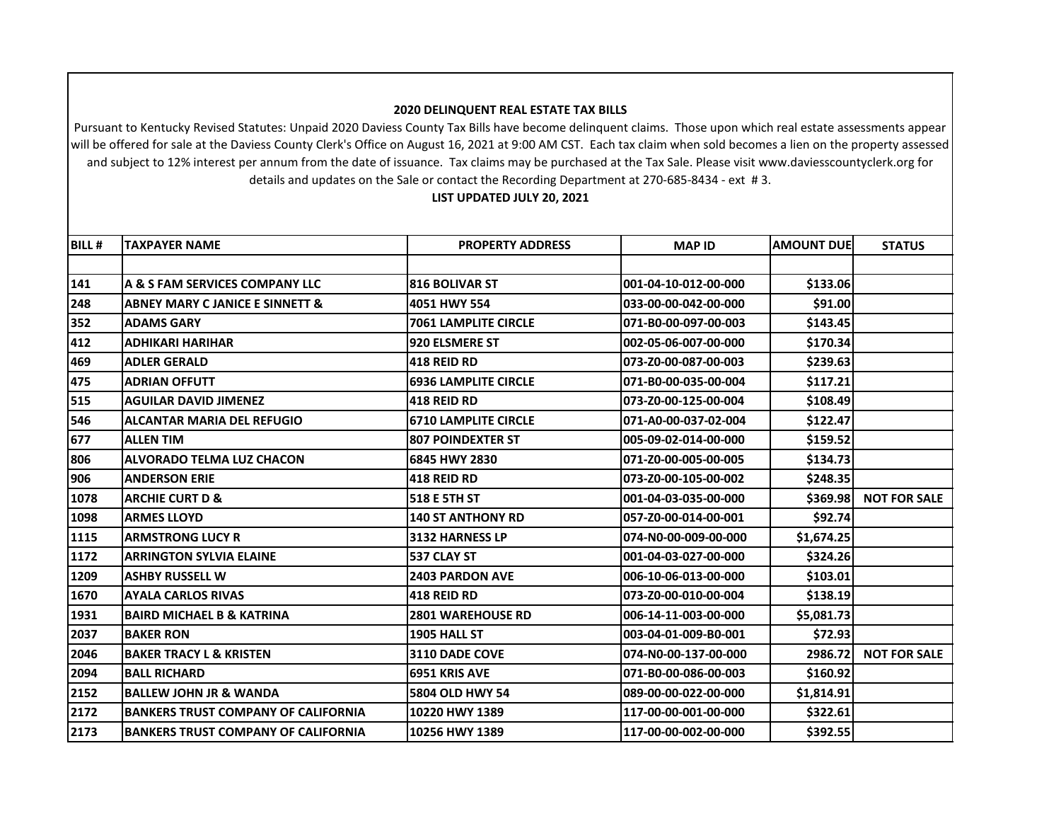## 2020 DELINQUENT REAL ESTATE TAX BILLS

Pursuant to Kentucky Revised Statutes: Unpaid 2020 Daviess County Tax Bills have become delinquent claims. Those upon which real estate assessments appear will be offered for sale at the Daviess County Clerk's Office on August 16, 2021 at 9:00 AM CST. Each tax claim when sold becomes a lien on the property assessed and subject to 12% interest per annum from the date of issuance. Tax claims may be purchased at the Tax Sale. Please visit www.daviesscountyclerk.org for details and updates on the Sale or contact the Recording Department at 270-685-8434 - ext # 3.

**LIST UPDATED JULY 20, 2021**

| BILL # | TAXPAYER NAME | PROPERTY ADDRESS | MAP ID | AMOUNT DUE | STATUS |
|---|---|---|---|---|---|
| | | | | | |
| 141 | A & S FAM SERVICES COMPANY LLC | 816 BOLIVAR ST | 001-04-10-012-00-000 | $133.06 | |
| 248 | ABNEY MARY C JANICE E SINNETT & | 4051 HWY 554 | 033-00-00-042-00-000 | $91.00 | |
| 352 | ADAMS GARY | 7061 LAMPLITE CIRCLE | 071-B0-00-097-00-003 | $143.45 | |
| 412 | ADHIKARI HARIHAR | 920 ELSMERE ST | 002-05-06-007-00-000 | $170.34 | |
| 469 | ADLER GERALD | 418 REID RD | 073-Z0-00-087-00-003 | $239.63 | |
| 475 | ADRIAN OFFUTT | 6936 LAMPLITE CIRCLE | 071-B0-00-035-00-004 | $117.21 | |
| 515 | AGUILAR DAVID JIMENEZ | 418 REID RD | 073-Z0-00-125-00-004 | $108.49 | |
| 546 | ALCANTAR MARIA DEL REFUGIO | 6710 LAMPLITE CIRCLE | 071-A0-00-037-02-004 | $122.47 | |
| 677 | ALLEN TIM | 807 POINDEXTER ST | 005-09-02-014-00-000 | $159.52 | |
| 806 | ALVORADO TELMA LUZ CHACON | 6845 HWY 2830 | 071-Z0-00-005-00-005 | $134.73 | |
| 906 | ANDERSON ERIE | 418 REID RD | 073-Z0-00-105-00-002 | $248.35 | |
| 1078 | ARCHIE CURT D & | 518 E 5TH ST | 001-04-03-035-00-000 | $369.98 | NOT FOR SALE |
| 1098 | ARMES LLOYD | 140 ST ANTHONY RD | 057-Z0-00-014-00-001 | $92.74 | |
| 1115 | ARMSTRONG LUCY R | 3132 HARNESS LP | 074-N0-00-009-00-000 | $1,674.25 | |
| 1172 | ARRINGTON SYLVIA ELAINE | 537 CLAY ST | 001-04-03-027-00-000 | $324.26 | |
| 1209 | ASHBY RUSSELL W | 2403 PARDON AVE | 006-10-06-013-00-000 | $103.01 | |
| 1670 | AYALA CARLOS RIVAS | 418 REID RD | 073-Z0-00-010-00-004 | $138.19 | |
| 1931 | BAIRD MICHAEL B & KATRINA | 2801 WAREHOUSE RD | 006-14-11-003-00-000 | $5,081.73 | |
| 2037 | BAKER RON | 1905 HALL ST | 003-04-01-009-B0-001 | $72.93 | |
| 2046 | BAKER TRACY L & KRISTEN | 3110 DADE COVE | 074-N0-00-137-00-000 | 2986.72 | NOT FOR SALE |
| 2094 | BALL RICHARD | 6951 KRIS AVE | 071-B0-00-086-00-003 | $160.92 | |
| 2152 | BALLEW JOHN JR & WANDA | 5804 OLD HWY 54 | 089-00-00-022-00-000 | $1,814.91 | |
| 2172 | BANKERS TRUST COMPANY OF CALIFORNIA | 10220 HWY 1389 | 117-00-00-001-00-000 | $322.61 | |
| 2173 | BANKERS TRUST COMPANY OF CALIFORNIA | 10256 HWY 1389 | 117-00-00-002-00-000 | $392.55 | |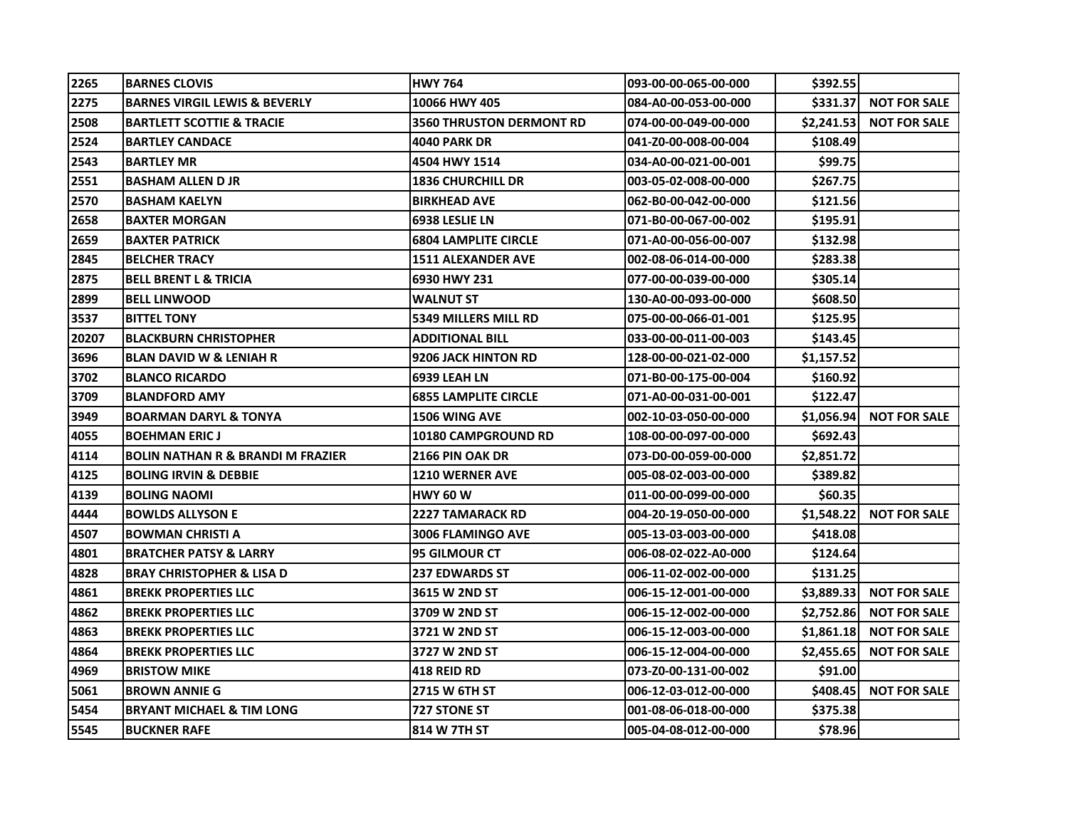| | | | | | |
|---|---|---|---|---|---|
| 2265 | BARNES CLOVIS | HWY 764 | 093-00-00-065-00-000 | $392.55 | |
| 2275 | BARNES VIRGIL LEWIS & BEVERLY | 10066 HWY 405 | 084-A0-00-053-00-000 | $331.37 | NOT FOR SALE |
| 2508 | BARTLETT SCOTTIE & TRACIE | 3560 THRUSTON DERMONT RD | 074-00-00-049-00-000 | $2,241.53 | NOT FOR SALE |
| 2524 | BARTLEY CANDACE | 4040 PARK DR | 041-Z0-00-008-00-004 | $108.49 | |
| 2543 | BARTLEY MR | 4504 HWY 1514 | 034-A0-00-021-00-001 | $99.75 | |
| 2551 | BASHAM ALLEN D JR | 1836 CHURCHILL DR | 003-05-02-008-00-000 | $267.75 | |
| 2570 | BASHAM KAELYN | BIRKHEAD AVE | 062-B0-00-042-00-000 | $121.56 | |
| 2658 | BAXTER MORGAN | 6938 LESLIE LN | 071-B0-00-067-00-002 | $195.91 | |
| 2659 | BAXTER PATRICK | 6804 LAMPLITE CIRCLE | 071-A0-00-056-00-007 | $132.98 | |
| 2845 | BELCHER TRACY | 1511 ALEXANDER AVE | 002-08-06-014-00-000 | $283.38 | |
| 2875 | BELL BRENT L & TRICIA | 6930 HWY 231 | 077-00-00-039-00-000 | $305.14 | |
| 2899 | BELL LINWOOD | WALNUT ST | 130-A0-00-093-00-000 | $608.50 | |
| 3537 | BITTEL TONY | 5349 MILLERS MILL RD | 075-00-00-066-01-001 | $125.95 | |
| 20207 | BLACKBURN CHRISTOPHER | ADDITIONAL BILL | 033-00-00-011-00-003 | $143.45 | |
| 3696 | BLAN DAVID W & LENIAH R | 9206 JACK HINTON RD | 128-00-00-021-02-000 | $1,157.52 | |
| 3702 | BLANCO RICARDO | 6939 LEAH LN | 071-B0-00-175-00-004 | $160.92 | |
| 3709 | BLANDFORD AMY | 6855 LAMPLITE CIRCLE | 071-A0-00-031-00-001 | $122.47 | |
| 3949 | BOARMAN DARYL & TONYA | 1506 WING AVE | 002-10-03-050-00-000 | $1,056.94 | NOT FOR SALE |
| 4055 | BOEHMAN ERIC J | 10180 CAMPGROUND RD | 108-00-00-097-00-000 | $692.43 | |
| 4114 | BOLIN NATHAN R & BRANDI M FRAZIER | 2166 PIN OAK DR | 073-D0-00-059-00-000 | $2,851.72 | |
| 4125 | BOLING IRVIN & DEBBIE | 1210 WERNER AVE | 005-08-02-003-00-000 | $389.82 | |
| 4139 | BOLING NAOMI | HWY 60 W | 011-00-00-099-00-000 | $60.35 | |
| 4444 | BOWLDS ALLYSON E | 2227 TAMARACK RD | 004-20-19-050-00-000 | $1,548.22 | NOT FOR SALE |
| 4507 | BOWMAN CHRISTI A | 3006 FLAMINGO AVE | 005-13-03-003-00-000 | $418.08 | |
| 4801 | BRATCHER PATSY & LARRY | 95 GILMOUR CT | 006-08-02-022-A0-000 | $124.64 | |
| 4828 | BRAY CHRISTOPHER & LISA D | 237 EDWARDS ST | 006-11-02-002-00-000 | $131.25 | |
| 4861 | BREKK PROPERTIES LLC | 3615 W 2ND ST | 006-15-12-001-00-000 | $3,889.33 | NOT FOR SALE |
| 4862 | BREKK PROPERTIES LLC | 3709 W 2ND ST | 006-15-12-002-00-000 | $2,752.86 | NOT FOR SALE |
| 4863 | BREKK PROPERTIES LLC | 3721 W 2ND ST | 006-15-12-003-00-000 | $1,861.18 | NOT FOR SALE |
| 4864 | BREKK PROPERTIES LLC | 3727 W 2ND ST | 006-15-12-004-00-000 | $2,455.65 | NOT FOR SALE |
| 4969 | BRISTOW MIKE | 418 REID RD | 073-Z0-00-131-00-002 | $91.00 | |
| 5061 | BROWN ANNIE G | 2715 W 6TH ST | 006-12-03-012-00-000 | $408.45 | NOT FOR SALE |
| 5454 | BRYANT MICHAEL & TIM LONG | 727 STONE ST | 001-08-06-018-00-000 | $375.38 | |
| 5545 | BUCKNER RAFE | 814 W 7TH ST | 005-04-08-012-00-000 | $78.96 | |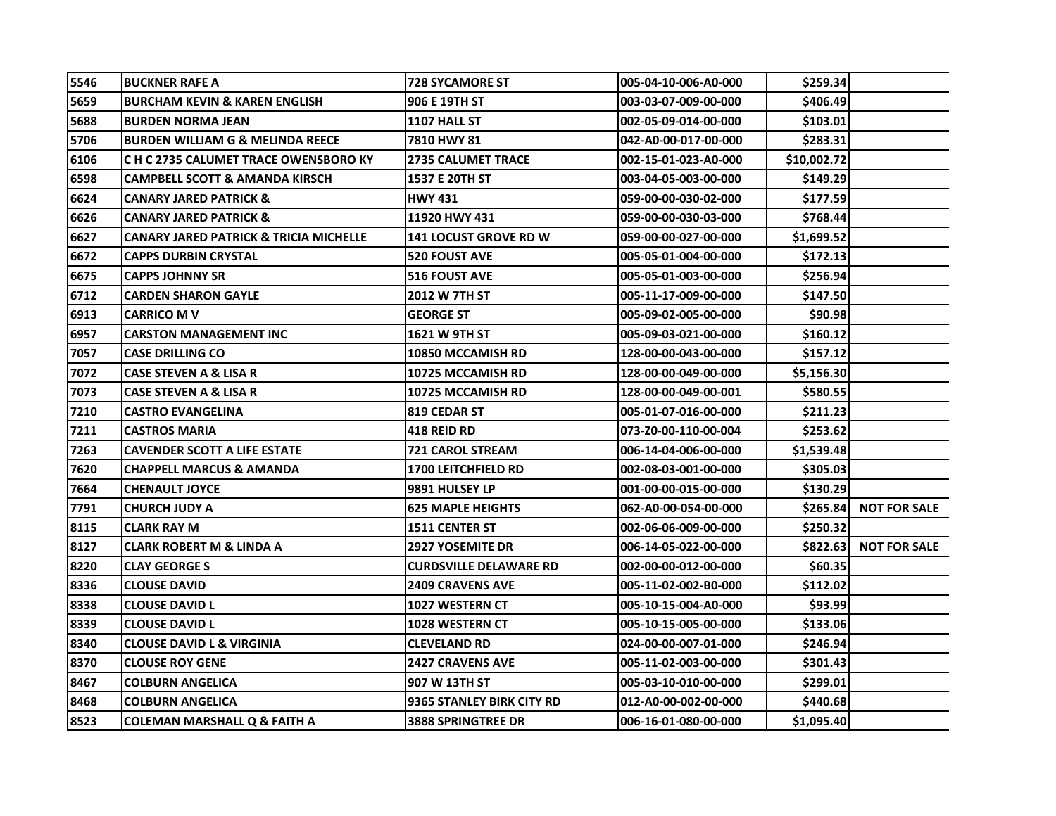| | | | | | |
|---|---|---|---|---|---|
| 5546 | BUCKNER RAFE A | 728 SYCAMORE ST | 005-04-10-006-A0-000 | $259.34 | |
| 5659 | BURCHAM KEVIN & KAREN ENGLISH | 906 E 19TH ST | 003-03-07-009-00-000 | $406.49 | |
| 5688 | BURDEN NORMA JEAN | 1107 HALL ST | 002-05-09-014-00-000 | $103.01 | |
| 5706 | BURDEN WILLIAM G & MELINDA REECE | 7810 HWY 81 | 042-A0-00-017-00-000 | $283.31 | |
| 6106 | C H C 2735 CALUMET TRACE OWENSBORO KY | 2735 CALUMET TRACE | 002-15-01-023-A0-000 | $10,002.72 | |
| 6598 | CAMPBELL SCOTT & AMANDA KIRSCH | 1537 E 20TH ST | 003-04-05-003-00-000 | $149.29 | |
| 6624 | CANARY JARED PATRICK & | HWY 431 | 059-00-00-030-02-000 | $177.59 | |
| 6626 | CANARY JARED PATRICK & | 11920 HWY 431 | 059-00-00-030-03-000 | $768.44 | |
| 6627 | CANARY JARED PATRICK & TRICIA MICHELLE | 141 LOCUST GROVE RD W | 059-00-00-027-00-000 | $1,699.52 | |
| 6672 | CAPPS DURBIN CRYSTAL | 520 FOUST AVE | 005-05-01-004-00-000 | $172.13 | |
| 6675 | CAPPS JOHNNY SR | 516 FOUST AVE | 005-05-01-003-00-000 | $256.94 | |
| 6712 | CARDEN SHARON GAYLE | 2012 W 7TH ST | 005-11-17-009-00-000 | $147.50 | |
| 6913 | CARRICO M V | GEORGE ST | 005-09-02-005-00-000 | $90.98 | |
| 6957 | CARSTON MANAGEMENT INC | 1621 W 9TH ST | 005-09-03-021-00-000 | $160.12 | |
| 7057 | CASE DRILLING CO | 10850 MCCAMISH RD | 128-00-00-043-00-000 | $157.12 | |
| 7072 | CASE STEVEN A & LISA R | 10725 MCCAMISH RD | 128-00-00-049-00-000 | $5,156.30 | |
| 7073 | CASE STEVEN A & LISA R | 10725 MCCAMISH RD | 128-00-00-049-00-001 | $580.55 | |
| 7210 | CASTRO EVANGELINA | 819 CEDAR ST | 005-01-07-016-00-000 | $211.23 | |
| 7211 | CASTROS MARIA | 418 REID RD | 073-Z0-00-110-00-004 | $253.62 | |
| 7263 | CAVENDER SCOTT A LIFE ESTATE | 721 CAROL STREAM | 006-14-04-006-00-000 | $1,539.48 | |
| 7620 | CHAPPELL MARCUS & AMANDA | 1700 LEITCHFIELD RD | 002-08-03-001-00-000 | $305.03 | |
| 7664 | CHENAULT JOYCE | 9891 HULSEY LP | 001-00-00-015-00-000 | $130.29 | |
| 7791 | CHURCH JUDY A | 625 MAPLE HEIGHTS | 062-A0-00-054-00-000 | $265.84 | NOT FOR SALE |
| 8115 | CLARK RAY M | 1511 CENTER ST | 002-06-06-009-00-000 | $250.32 | |
| 8127 | CLARK ROBERT M & LINDA A | 2927 YOSEMITE DR | 006-14-05-022-00-000 | $822.63 | NOT FOR SALE |
| 8220 | CLAY GEORGE S | CURDSVILLE DELAWARE RD | 002-00-00-012-00-000 | $60.35 | |
| 8336 | CLOUSE DAVID | 2409 CRAVENS AVE | 005-11-02-002-B0-000 | $112.02 | |
| 8338 | CLOUSE DAVID L | 1027 WESTERN CT | 005-10-15-004-A0-000 | $93.99 | |
| 8339 | CLOUSE DAVID L | 1028 WESTERN CT | 005-10-15-005-00-000 | $133.06 | |
| 8340 | CLOUSE DAVID L & VIRGINIA | CLEVELAND RD | 024-00-00-007-01-000 | $246.94 | |
| 8370 | CLOUSE ROY GENE | 2427 CRAVENS AVE | 005-11-02-003-00-000 | $301.43 | |
| 8467 | COLBURN ANGELICA | 907 W 13TH ST | 005-03-10-010-00-000 | $299.01 | |
| 8468 | COLBURN ANGELICA | 9365 STANLEY BIRK CITY RD | 012-A0-00-002-00-000 | $440.68 | |
| 8523 | COLEMAN MARSHALL Q & FAITH A | 3888 SPRINGTREE DR | 006-16-01-080-00-000 | $1,095.40 | |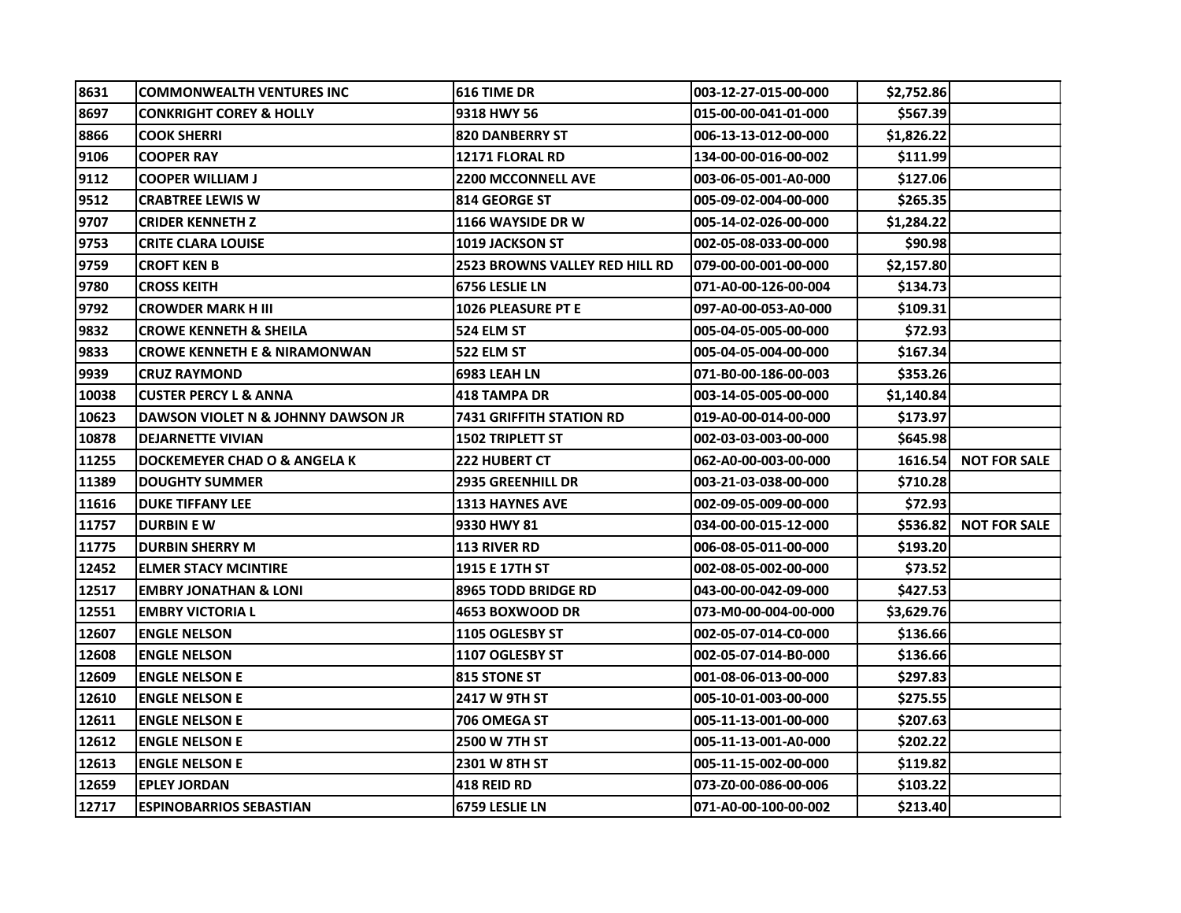| | | | | | |
|---|---|---|---|---|---|
| 8631 | COMMONWEALTH VENTURES INC | 616 TIME DR | 003-12-27-015-00-000 | $2,752.86 | |
| 8697 | CONKRIGHT COREY & HOLLY | 9318 HWY 56 | 015-00-00-041-01-000 | $567.39 | |
| 8866 | COOK SHERRI | 820 DANBERRY ST | 006-13-13-012-00-000 | $1,826.22 | |
| 9106 | COOPER RAY | 12171 FLORAL RD | 134-00-00-016-00-002 | $111.99 | |
| 9112 | COOPER WILLIAM J | 2200 MCCONNELL AVE | 003-06-05-001-A0-000 | $127.06 | |
| 9512 | CRABTREE LEWIS W | 814 GEORGE ST | 005-09-02-004-00-000 | $265.35 | |
| 9707 | CRIDER KENNETH Z | 1166 WAYSIDE DR W | 005-14-02-026-00-000 | $1,284.22 | |
| 9753 | CRITE CLARA LOUISE | 1019 JACKSON ST | 002-05-08-033-00-000 | $90.98 | |
| 9759 | CROFT KEN B | 2523 BROWNS VALLEY RED HILL RD | 079-00-00-001-00-000 | $2,157.80 | |
| 9780 | CROSS KEITH | 6756 LESLIE LN | 071-A0-00-126-00-004 | $134.73 | |
| 9792 | CROWDER MARK H III | 1026 PLEASURE PT E | 097-A0-00-053-A0-000 | $109.31 | |
| 9832 | CROWE KENNETH & SHEILA | 524 ELM ST | 005-04-05-005-00-000 | $72.93 | |
| 9833 | CROWE KENNETH E & NIRAMONWAN | 522 ELM ST | 005-04-05-004-00-000 | $167.34 | |
| 9939 | CRUZ RAYMOND | 6983 LEAH LN | 071-B0-00-186-00-003 | $353.26 | |
| 10038 | CUSTER PERCY L & ANNA | 418 TAMPA DR | 003-14-05-005-00-000 | $1,140.84 | |
| 10623 | DAWSON VIOLET N & JOHNNY DAWSON JR | 7431 GRIFFITH STATION RD | 019-A0-00-014-00-000 | $173.97 | |
| 10878 | DEJARNETTE VIVIAN | 1502 TRIPLETT ST | 002-03-03-003-00-000 | $645.98 | |
| 11255 | DOCKEMEYER CHAD O & ANGELA K | 222 HUBERT CT | 062-A0-00-003-00-000 | 1616.54 | NOT FOR SALE |
| 11389 | DOUGHTY SUMMER | 2935 GREENHILL DR | 003-21-03-038-00-000 | $710.28 | |
| 11616 | DUKE TIFFANY LEE | 1313 HAYNES AVE | 002-09-05-009-00-000 | $72.93 | |
| 11757 | DURBIN E W | 9330 HWY 81 | 034-00-00-015-12-000 | $536.82 | NOT FOR SALE |
| 11775 | DURBIN SHERRY M | 113 RIVER RD | 006-08-05-011-00-000 | $193.20 | |
| 12452 | ELMER STACY MCINTIRE | 1915 E 17TH ST | 002-08-05-002-00-000 | $73.52 | |
| 12517 | EMBRY JONATHAN & LONI | 8965 TODD BRIDGE RD | 043-00-00-042-09-000 | $427.53 | |
| 12551 | EMBRY VICTORIA L | 4653 BOXWOOD DR | 073-M0-00-004-00-000 | $3,629.76 | |
| 12607 | ENGLE NELSON | 1105 OGLESBY ST | 002-05-07-014-C0-000 | $136.66 | |
| 12608 | ENGLE NELSON | 1107 OGLESBY ST | 002-05-07-014-B0-000 | $136.66 | |
| 12609 | ENGLE NELSON E | 815 STONE ST | 001-08-06-013-00-000 | $297.83 | |
| 12610 | ENGLE NELSON E | 2417 W 9TH ST | 005-10-01-003-00-000 | $275.55 | |
| 12611 | ENGLE NELSON E | 706 OMEGA ST | 005-11-13-001-00-000 | $207.63 | |
| 12612 | ENGLE NELSON E | 2500 W 7TH ST | 005-11-13-001-A0-000 | $202.22 | |
| 12613 | ENGLE NELSON E | 2301 W 8TH ST | 005-11-15-002-00-000 | $119.82 | |
| 12659 | EPLEY JORDAN | 418 REID RD | 073-Z0-00-086-00-006 | $103.22 | |
| 12717 | ESPINOBARRIOS SEBASTIAN | 6759 LESLIE LN | 071-A0-00-100-00-002 | $213.40 | |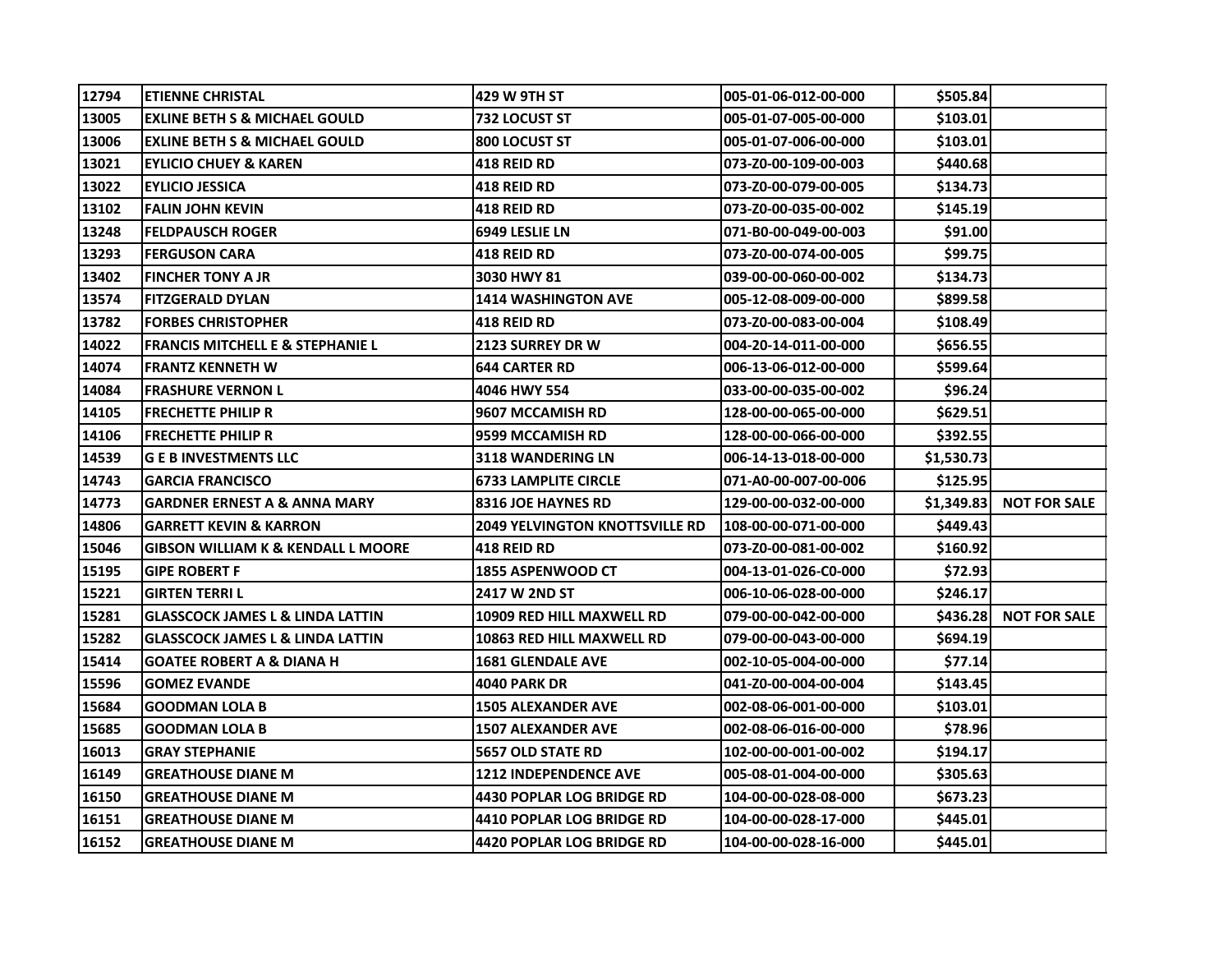| | | | | | |
|---|---|---|---|---|---|
| 12794 | ETIENNE CHRISTAL | 429 W 9TH ST | 005-01-06-012-00-000 | $505.84 | |
| 13005 | EXLINE BETH S & MICHAEL GOULD | 732 LOCUST ST | 005-01-07-005-00-000 | $103.01 | |
| 13006 | EXLINE BETH S & MICHAEL GOULD | 800 LOCUST ST | 005-01-07-006-00-000 | $103.01 | |
| 13021 | EYLICIO CHUEY & KAREN | 418 REID RD | 073-Z0-00-109-00-003 | $440.68 | |
| 13022 | EYLICIO JESSICA | 418 REID RD | 073-Z0-00-079-00-005 | $134.73 | |
| 13102 | FALIN JOHN KEVIN | 418 REID RD | 073-Z0-00-035-00-002 | $145.19 | |
| 13248 | FELDPAUSCH ROGER | 6949 LESLIE LN | 071-B0-00-049-00-003 | $91.00 | |
| 13293 | FERGUSON CARA | 418 REID RD | 073-Z0-00-074-00-005 | $99.75 | |
| 13402 | FINCHER TONY A JR | 3030 HWY 81 | 039-00-00-060-00-002 | $134.73 | |
| 13574 | FITZGERALD DYLAN | 1414 WASHINGTON AVE | 005-12-08-009-00-000 | $899.58 | |
| 13782 | FORBES CHRISTOPHER | 418 REID RD | 073-Z0-00-083-00-004 | $108.49 | |
| 14022 | FRANCIS MITCHELL E & STEPHANIE L | 2123 SURREY DR W | 004-20-14-011-00-000 | $656.55 | |
| 14074 | FRANTZ KENNETH W | 644 CARTER RD | 006-13-06-012-00-000 | $599.64 | |
| 14084 | FRASHURE VERNON L | 4046 HWY 554 | 033-00-00-035-00-002 | $96.24 | |
| 14105 | FRECHETTE PHILIP R | 9607 MCCAMISH RD | 128-00-00-065-00-000 | $629.51 | |
| 14106 | FRECHETTE PHILIP R | 9599 MCCAMISH RD | 128-00-00-066-00-000 | $392.55 | |
| 14539 | G E B INVESTMENTS LLC | 3118 WANDERING LN | 006-14-13-018-00-000 | $1,530.73 | |
| 14743 | GARCIA FRANCISCO | 6733 LAMPLITE CIRCLE | 071-A0-00-007-00-006 | $125.95 | |
| 14773 | GARDNER ERNEST A & ANNA MARY | 8316 JOE HAYNES RD | 129-00-00-032-00-000 | $1,349.83 | NOT FOR SALE |
| 14806 | GARRETT KEVIN & KARRON | 2049 YELVINGTON KNOTTSVILLE RD | 108-00-00-071-00-000 | $449.43 | |
| 15046 | GIBSON WILLIAM K & KENDALL L MOORE | 418 REID RD | 073-Z0-00-081-00-002 | $160.92 | |
| 15195 | GIPE ROBERT F | 1855 ASPENWOOD CT | 004-13-01-026-C0-000 | $72.93 | |
| 15221 | GIRTEN TERRI L | 2417 W 2ND ST | 006-10-06-028-00-000 | $246.17 | |
| 15281 | GLASSCOCK JAMES L & LINDA LATTIN | 10909 RED HILL MAXWELL RD | 079-00-00-042-00-000 | $436.28 | NOT FOR SALE |
| 15282 | GLASSCOCK JAMES L & LINDA LATTIN | 10863 RED HILL MAXWELL RD | 079-00-00-043-00-000 | $694.19 | |
| 15414 | GOATEE ROBERT A & DIANA H | 1681 GLENDALE AVE | 002-10-05-004-00-000 | $77.14 | |
| 15596 | GOMEZ EVANDE | 4040 PARK DR | 041-Z0-00-004-00-004 | $143.45 | |
| 15684 | GOODMAN LOLA B | 1505 ALEXANDER AVE | 002-08-06-001-00-000 | $103.01 | |
| 15685 | GOODMAN LOLA B | 1507 ALEXANDER AVE | 002-08-06-016-00-000 | $78.96 | |
| 16013 | GRAY STEPHANIE | 5657 OLD STATE RD | 102-00-00-001-00-002 | $194.17 | |
| 16149 | GREATHOUSE DIANE M | 1212 INDEPENDENCE AVE | 005-08-01-004-00-000 | $305.63 | |
| 16150 | GREATHOUSE DIANE M | 4430 POPLAR LOG BRIDGE RD | 104-00-00-028-08-000 | $673.23 | |
| 16151 | GREATHOUSE DIANE M | 4410 POPLAR LOG BRIDGE RD | 104-00-00-028-17-000 | $445.01 | |
| 16152 | GREATHOUSE DIANE M | 4420 POPLAR LOG BRIDGE RD | 104-00-00-028-16-000 | $445.01 | |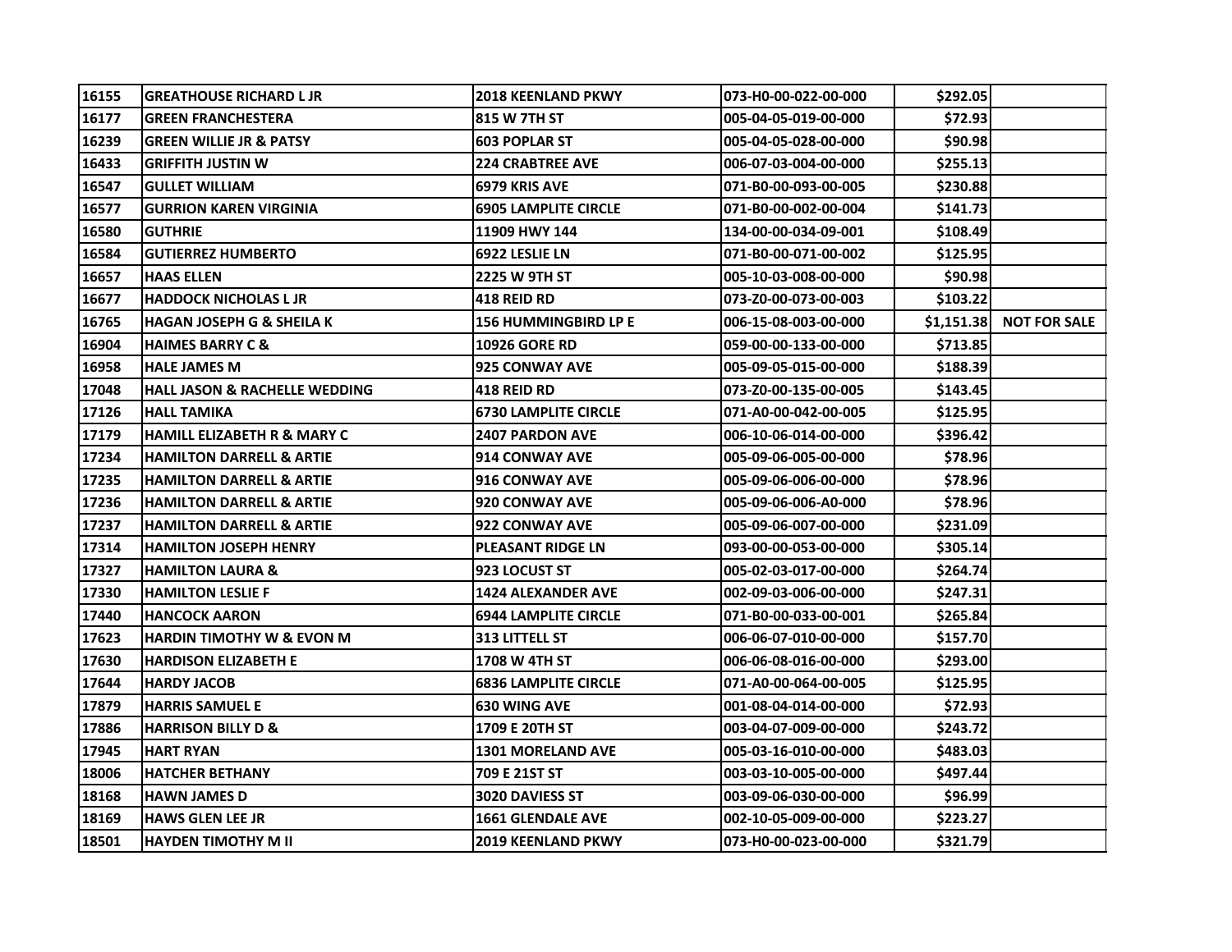| | | | | | |
|---|---|---|---|---|---|
| 16155 | GREATHOUSE RICHARD L JR | 2018 KEENLAND PKWY | 073-H0-00-022-00-000 | $292.05 | |
| 16177 | GREEN FRANCHESTERA | 815 W 7TH ST | 005-04-05-019-00-000 | $72.93 | |
| 16239 | GREEN WILLIE JR & PATSY | 603 POPLAR ST | 005-04-05-028-00-000 | $90.98 | |
| 16433 | GRIFFITH JUSTIN W | 224 CRABTREE AVE | 006-07-03-004-00-000 | $255.13 | |
| 16547 | GULLET WILLIAM | 6979 KRIS AVE | 071-B0-00-093-00-005 | $230.88 | |
| 16577 | GURRION KAREN VIRGINIA | 6905 LAMPLITE CIRCLE | 071-B0-00-002-00-004 | $141.73 | |
| 16580 | GUTHRIE | 11909 HWY 144 | 134-00-00-034-09-001 | $108.49 | |
| 16584 | GUTIERREZ HUMBERTO | 6922 LESLIE LN | 071-B0-00-071-00-002 | $125.95 | |
| 16657 | HAAS ELLEN | 2225 W 9TH ST | 005-10-03-008-00-000 | $90.98 | |
| 16677 | HADDOCK NICHOLAS L JR | 418 REID RD | 073-Z0-00-073-00-003 | $103.22 | |
| 16765 | HAGAN JOSEPH G & SHEILA K | 156 HUMMINGBIRD LP E | 006-15-08-003-00-000 | $1,151.38 | NOT FOR SALE |
| 16904 | HAIMES BARRY C & | 10926 GORE RD | 059-00-00-133-00-000 | $713.85 | |
| 16958 | HALE JAMES M | 925 CONWAY AVE | 005-09-05-015-00-000 | $188.39 | |
| 17048 | HALL JASON & RACHELLE WEDDING | 418 REID RD | 073-Z0-00-135-00-005 | $143.45 | |
| 17126 | HALL TAMIKA | 6730 LAMPLITE CIRCLE | 071-A0-00-042-00-005 | $125.95 | |
| 17179 | HAMILL ELIZABETH R & MARY C | 2407 PARDON AVE | 006-10-06-014-00-000 | $396.42 | |
| 17234 | HAMILTON DARRELL & ARTIE | 914 CONWAY AVE | 005-09-06-005-00-000 | $78.96 | |
| 17235 | HAMILTON DARRELL & ARTIE | 916 CONWAY AVE | 005-09-06-006-00-000 | $78.96 | |
| 17236 | HAMILTON DARRELL & ARTIE | 920 CONWAY AVE | 005-09-06-006-A0-000 | $78.96 | |
| 17237 | HAMILTON DARRELL & ARTIE | 922 CONWAY AVE | 005-09-06-007-00-000 | $231.09 | |
| 17314 | HAMILTON JOSEPH HENRY | PLEASANT RIDGE LN | 093-00-00-053-00-000 | $305.14 | |
| 17327 | HAMILTON LAURA & | 923 LOCUST ST | 005-02-03-017-00-000 | $264.74 | |
| 17330 | HAMILTON LESLIE F | 1424 ALEXANDER AVE | 002-09-03-006-00-000 | $247.31 | |
| 17440 | HANCOCK AARON | 6944 LAMPLITE CIRCLE | 071-B0-00-033-00-001 | $265.84 | |
| 17623 | HARDIN TIMOTHY W & EVON M | 313 LITTELL ST | 006-06-07-010-00-000 | $157.70 | |
| 17630 | HARDISON ELIZABETH E | 1708 W 4TH ST | 006-06-08-016-00-000 | $293.00 | |
| 17644 | HARDY JACOB | 6836 LAMPLITE CIRCLE | 071-A0-00-064-00-005 | $125.95 | |
| 17879 | HARRIS SAMUEL E | 630 WING AVE | 001-08-04-014-00-000 | $72.93 | |
| 17886 | HARRISON BILLY D & | 1709 E 20TH ST | 003-04-07-009-00-000 | $243.72 | |
| 17945 | HART RYAN | 1301 MORELAND AVE | 005-03-16-010-00-000 | $483.03 | |
| 18006 | HATCHER BETHANY | 709 E 21ST ST | 003-03-10-005-00-000 | $497.44 | |
| 18168 | HAWN JAMES D | 3020 DAVIESS ST | 003-09-06-030-00-000 | $96.99 | |
| 18169 | HAWS GLEN LEE JR | 1661 GLENDALE AVE | 002-10-05-009-00-000 | $223.27 | |
| 18501 | HAYDEN TIMOTHY M II | 2019 KEENLAND PKWY | 073-H0-00-023-00-000 | $321.79 | |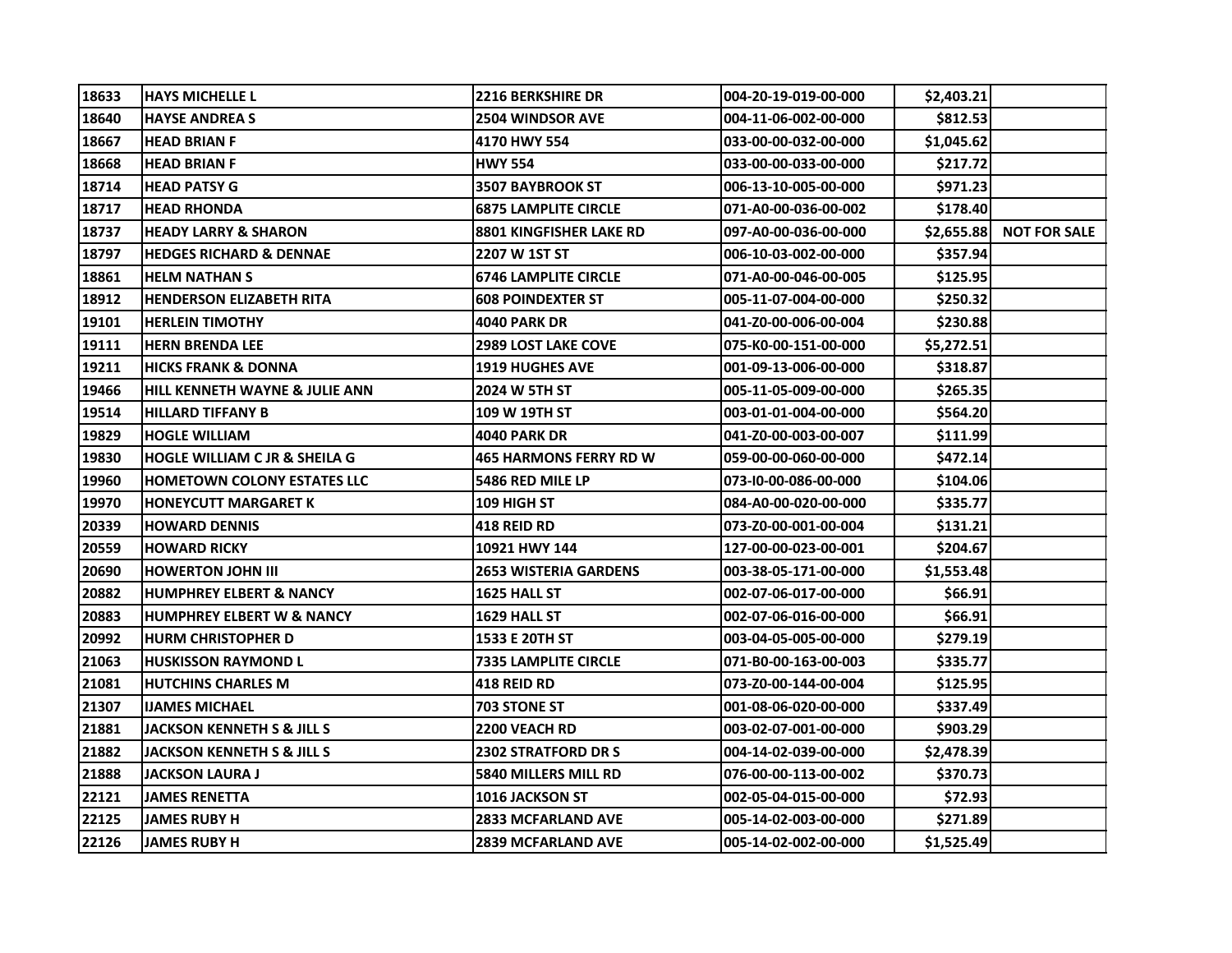| | | | | | |
|---|---|---|---|---|---|
| 18633 | HAYS MICHELLE L | 2216 BERKSHIRE DR | 004-20-19-019-00-000 | $2,403.21 | |
| 18640 | HAYSE ANDREA S | 2504 WINDSOR AVE | 004-11-06-002-00-000 | $812.53 | |
| 18667 | HEAD BRIAN F | 4170 HWY 554 | 033-00-00-032-00-000 | $1,045.62 | |
| 18668 | HEAD BRIAN F | HWY 554 | 033-00-00-033-00-000 | $217.72 | |
| 18714 | HEAD PATSY G | 3507 BAYBROOK ST | 006-13-10-005-00-000 | $971.23 | |
| 18717 | HEAD RHONDA | 6875 LAMPLITE CIRCLE | 071-A0-00-036-00-002 | $178.40 | |
| 18737 | HEADY LARRY & SHARON | 8801 KINGFISHER LAKE RD | 097-A0-00-036-00-000 | $2,655.88 | NOT FOR SALE |
| 18797 | HEDGES RICHARD & DENNAE | 2207 W 1ST ST | 006-10-03-002-00-000 | $357.94 | |
| 18861 | HELM NATHAN S | 6746 LAMPLITE CIRCLE | 071-A0-00-046-00-005 | $125.95 | |
| 18912 | HENDERSON ELIZABETH RITA | 608 POINDEXTER ST | 005-11-07-004-00-000 | $250.32 | |
| 19101 | HERLEIN TIMOTHY | 4040 PARK DR | 041-Z0-00-006-00-004 | $230.88 | |
| 19111 | HERN BRENDA LEE | 2989 LOST LAKE COVE | 075-K0-00-151-00-000 | $5,272.51 | |
| 19211 | HICKS FRANK & DONNA | 1919 HUGHES AVE | 001-09-13-006-00-000 | $318.87 | |
| 19466 | HILL KENNETH WAYNE & JULIE ANN | 2024 W 5TH ST | 005-11-05-009-00-000 | $265.35 | |
| 19514 | HILLARD TIFFANY B | 109 W 19TH ST | 003-01-01-004-00-000 | $564.20 | |
| 19829 | HOGLE WILLIAM | 4040 PARK DR | 041-Z0-00-003-00-007 | $111.99 | |
| 19830 | HOGLE WILLIAM C JR & SHEILA G | 465 HARMONS FERRY RD W | 059-00-00-060-00-000 | $472.14 | |
| 19960 | HOMETOWN COLONY ESTATES LLC | 5486 RED MILE LP | 073-I0-00-086-00-000 | $104.06 | |
| 19970 | HONEYCUTT MARGARET K | 109 HIGH ST | 084-A0-00-020-00-000 | $335.77 | |
| 20339 | HOWARD DENNIS | 418 REID RD | 073-Z0-00-001-00-004 | $131.21 | |
| 20559 | HOWARD RICKY | 10921 HWY 144 | 127-00-00-023-00-001 | $204.67 | |
| 20690 | HOWERTON JOHN III | 2653 WISTERIA GARDENS | 003-38-05-171-00-000 | $1,553.48 | |
| 20882 | HUMPHREY ELBERT & NANCY | 1625 HALL ST | 002-07-06-017-00-000 | $66.91 | |
| 20883 | HUMPHREY ELBERT W & NANCY | 1629 HALL ST | 002-07-06-016-00-000 | $66.91 | |
| 20992 | HURM CHRISTOPHER D | 1533 E 20TH ST | 003-04-05-005-00-000 | $279.19 | |
| 21063 | HUSKISSON RAYMOND L | 7335 LAMPLITE CIRCLE | 071-B0-00-163-00-003 | $335.77 | |
| 21081 | HUTCHINS CHARLES M | 418 REID RD | 073-Z0-00-144-00-004 | $125.95 | |
| 21307 | IJAMES MICHAEL | 703 STONE ST | 001-08-06-020-00-000 | $337.49 | |
| 21881 | JACKSON KENNETH S & JILL S | 2200 VEACH RD | 003-02-07-001-00-000 | $903.29 | |
| 21882 | JACKSON KENNETH S & JILL S | 2302 STRATFORD DR S | 004-14-02-039-00-000 | $2,478.39 | |
| 21888 | JACKSON LAURA J | 5840 MILLERS MILL RD | 076-00-00-113-00-002 | $370.73 | |
| 22121 | JAMES RENETTA | 1016 JACKSON ST | 002-05-04-015-00-000 | $72.93 | |
| 22125 | JAMES RUBY H | 2833 MCFARLAND AVE | 005-14-02-003-00-000 | $271.89 | |
| 22126 | JAMES RUBY H | 2839 MCFARLAND AVE | 005-14-02-002-00-000 | $1,525.49 | |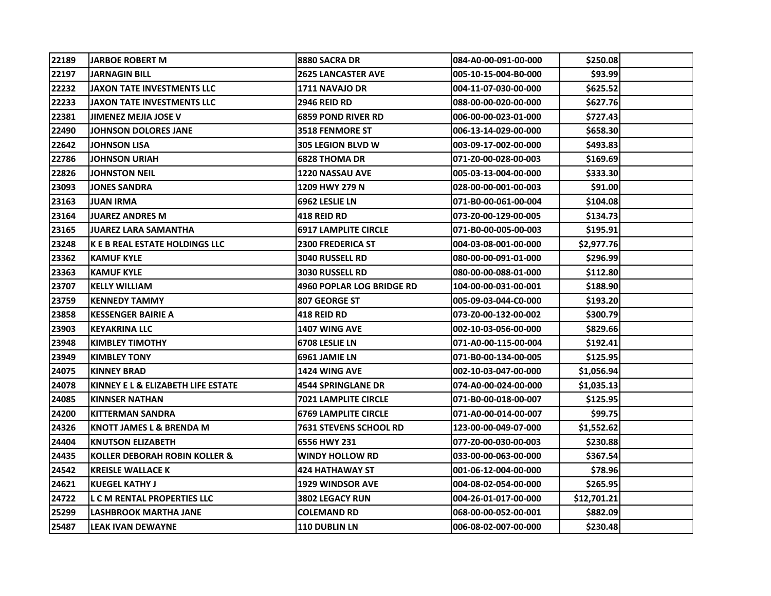| | | | | | |
|---|---|---|---|---|---|
| 22189 | JARBOE ROBERT M | 8880 SACRA DR | 084-A0-00-091-00-000 | $250.08 | |
| 22197 | JARNAGIN BILL | 2625 LANCASTER AVE | 005-10-15-004-B0-000 | $93.99 | |
| 22232 | JAXON TATE INVESTMENTS LLC | 1711 NAVAJO DR | 004-11-07-030-00-000 | $625.52 | |
| 22233 | JAXON TATE INVESTMENTS LLC | 2946 REID RD | 088-00-00-020-00-000 | $627.76 | |
| 22381 | JIMENEZ MEJIA JOSE V | 6859 POND RIVER RD | 006-00-00-023-01-000 | $727.43 | |
| 22490 | JOHNSON DOLORES JANE | 3518 FENMORE ST | 006-13-14-029-00-000 | $658.30 | |
| 22642 | JOHNSON LISA | 305 LEGION BLVD W | 003-09-17-002-00-000 | $493.83 | |
| 22786 | JOHNSON URIAH | 6828 THOMA DR | 071-Z0-00-028-00-003 | $169.69 | |
| 22826 | JOHNSTON NEIL | 1220 NASSAU AVE | 005-03-13-004-00-000 | $333.30 | |
| 23093 | JONES SANDRA | 1209 HWY 279 N | 028-00-00-001-00-003 | $91.00 | |
| 23163 | JUAN IRMA | 6962 LESLIE LN | 071-B0-00-061-00-004 | $104.08 | |
| 23164 | JUAREZ ANDRES M | 418 REID RD | 073-Z0-00-129-00-005 | $134.73 | |
| 23165 | JUAREZ LARA SAMANTHA | 6917 LAMPLITE CIRCLE | 071-B0-00-005-00-003 | $195.91 | |
| 23248 | K E B REAL ESTATE HOLDINGS LLC | 2300 FREDERICA ST | 004-03-08-001-00-000 | $2,977.76 | |
| 23362 | KAMUF KYLE | 3040 RUSSELL RD | 080-00-00-091-01-000 | $296.99 | |
| 23363 | KAMUF KYLE | 3030 RUSSELL RD | 080-00-00-088-01-000 | $112.80 | |
| 23707 | KELLY WILLIAM | 4960 POPLAR LOG BRIDGE RD | 104-00-00-031-00-001 | $188.90 | |
| 23759 | KENNEDY TAMMY | 807 GEORGE ST | 005-09-03-044-C0-000 | $193.20 | |
| 23858 | KESSENGER BAIRIE A | 418 REID RD | 073-Z0-00-132-00-002 | $300.79 | |
| 23903 | KEYAKRINA LLC | 1407 WING AVE | 002-10-03-056-00-000 | $829.66 | |
| 23948 | KIMBLEY TIMOTHY | 6708 LESLIE LN | 071-A0-00-115-00-004 | $192.41 | |
| 23949 | KIMBLEY TONY | 6961 JAMIE LN | 071-B0-00-134-00-005 | $125.95 | |
| 24075 | KINNEY BRAD | 1424 WING AVE | 002-10-03-047-00-000 | $1,056.94 | |
| 24078 | KINNEY E L & ELIZABETH LIFE ESTATE | 4544 SPRINGLANE DR | 074-A0-00-024-00-000 | $1,035.13 | |
| 24085 | KINNSER NATHAN | 7021 LAMPLITE CIRCLE | 071-B0-00-018-00-007 | $125.95 | |
| 24200 | KITTERMAN SANDRA | 6769 LAMPLITE CIRCLE | 071-A0-00-014-00-007 | $99.75 | |
| 24326 | KNOTT JAMES L & BRENDA M | 7631 STEVENS SCHOOL RD | 123-00-00-049-07-000 | $1,552.62 | |
| 24404 | KNUTSON ELIZABETH | 6556 HWY 231 | 077-Z0-00-030-00-003 | $230.88 | |
| 24435 | KOLLER DEBORAH ROBIN KOLLER & | WINDY HOLLOW RD | 033-00-00-063-00-000 | $367.54 | |
| 24542 | KREISLE WALLACE K | 424 HATHAWAY ST | 001-06-12-004-00-000 | $78.96 | |
| 24621 | KUEGEL KATHY J | 1929 WINDSOR AVE | 004-08-02-054-00-000 | $265.95 | |
| 24722 | L C M RENTAL PROPERTIES LLC | 3802 LEGACY RUN | 004-26-01-017-00-000 | $12,701.21 | |
| 25299 | LASHBROOK MARTHA JANE | COLEMAND RD | 068-00-00-052-00-001 | $882.09 | |
| 25487 | LEAK IVAN DEWAYNE | 110 DUBLIN LN | 006-08-02-007-00-000 | $230.48 | |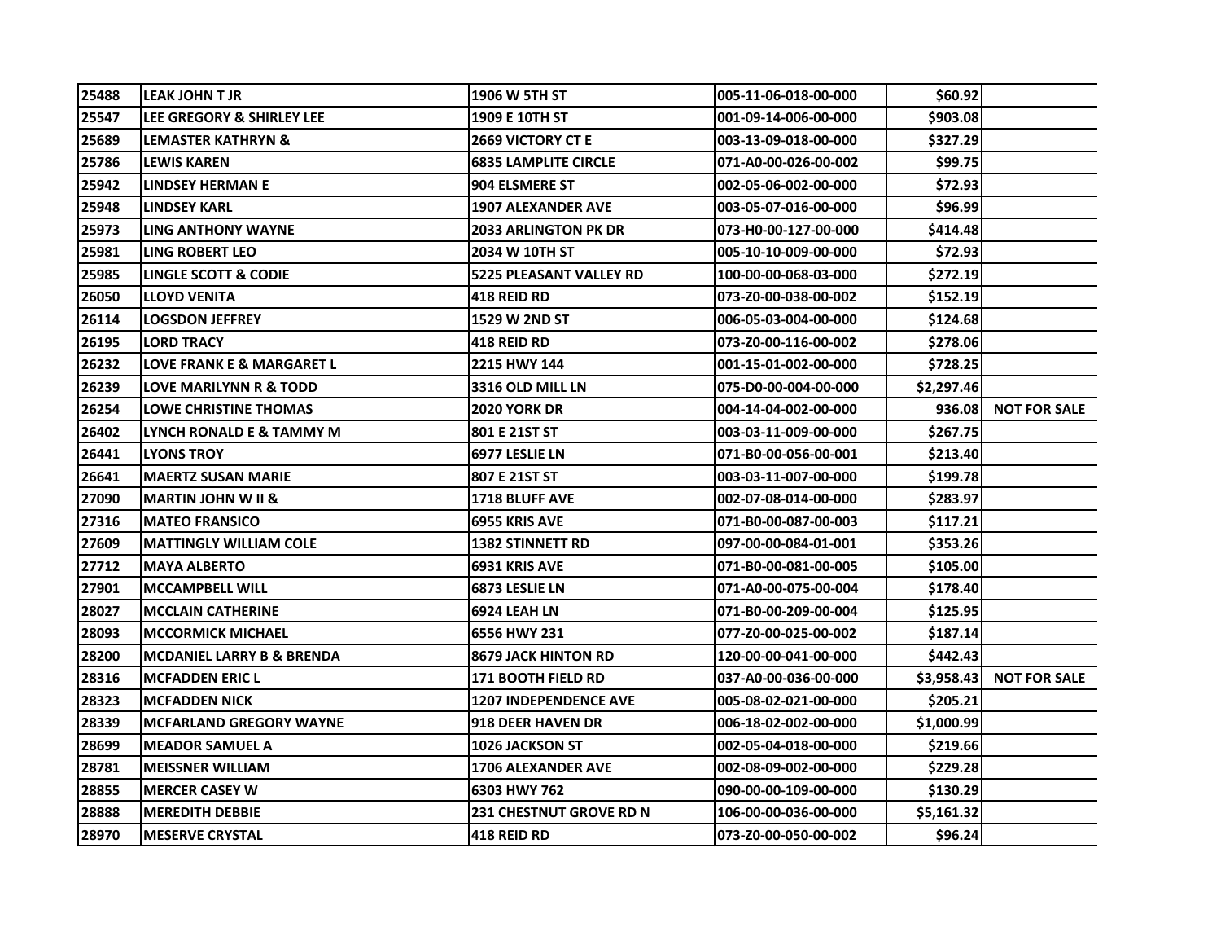| | | | | | |
|---|---|---|---|---|---|
| 25488 | LEAK JOHN T JR | 1906 W 5TH ST | 005-11-06-018-00-000 | $60.92 | |
| 25547 | LEE GREGORY & SHIRLEY LEE | 1909 E 10TH ST | 001-09-14-006-00-000 | $903.08 | |
| 25689 | LEMASTER KATHRYN & | 2669 VICTORY CT E | 003-13-09-018-00-000 | $327.29 | |
| 25786 | LEWIS KAREN | 6835 LAMPLITE CIRCLE | 071-A0-00-026-00-002 | $99.75 | |
| 25942 | LINDSEY HERMAN E | 904 ELSMERE ST | 002-05-06-002-00-000 | $72.93 | |
| 25948 | LINDSEY KARL | 1907 ALEXANDER AVE | 003-05-07-016-00-000 | $96.99 | |
| 25973 | LING ANTHONY WAYNE | 2033 ARLINGTON PK DR | 073-H0-00-127-00-000 | $414.48 | |
| 25981 | LING ROBERT LEO | 2034 W 10TH ST | 005-10-10-009-00-000 | $72.93 | |
| 25985 | LINGLE SCOTT & CODIE | 5225 PLEASANT VALLEY RD | 100-00-00-068-03-000 | $272.19 | |
| 26050 | LLOYD VENITA | 418 REID RD | 073-Z0-00-038-00-002 | $152.19 | |
| 26114 | LOGSDON JEFFREY | 1529 W 2ND ST | 006-05-03-004-00-000 | $124.68 | |
| 26195 | LORD TRACY | 418 REID RD | 073-Z0-00-116-00-002 | $278.06 | |
| 26232 | LOVE FRANK E & MARGARET L | 2215 HWY 144 | 001-15-01-002-00-000 | $728.25 | |
| 26239 | LOVE MARILYNN R & TODD | 3316 OLD MILL LN | 075-D0-00-004-00-000 | $2,297.46 | |
| 26254 | LOWE CHRISTINE THOMAS | 2020 YORK DR | 004-14-04-002-00-000 | 936.08 | NOT FOR SALE |
| 26402 | LYNCH RONALD E & TAMMY M | 801 E 21ST ST | 003-03-11-009-00-000 | $267.75 | |
| 26441 | LYONS TROY | 6977 LESLIE LN | 071-B0-00-056-00-001 | $213.40 | |
| 26641 | MAERTZ SUSAN MARIE | 807 E 21ST ST | 003-03-11-007-00-000 | $199.78 | |
| 27090 | MARTIN JOHN W II & | 1718 BLUFF AVE | 002-07-08-014-00-000 | $283.97 | |
| 27316 | MATEO FRANSICO | 6955 KRIS AVE | 071-B0-00-087-00-003 | $117.21 | |
| 27609 | MATTINGLY WILLIAM COLE | 1382 STINNETT RD | 097-00-00-084-01-001 | $353.26 | |
| 27712 | MAYA ALBERTO | 6931 KRIS AVE | 071-B0-00-081-00-005 | $105.00 | |
| 27901 | MCCAMPBELL WILL | 6873 LESLIE LN | 071-A0-00-075-00-004 | $178.40 | |
| 28027 | MCCLAIN CATHERINE | 6924 LEAH LN | 071-B0-00-209-00-004 | $125.95 | |
| 28093 | MCCORMICK MICHAEL | 6556 HWY 231 | 077-Z0-00-025-00-002 | $187.14 | |
| 28200 | MCDANIEL LARRY B & BRENDA | 8679 JACK HINTON RD | 120-00-00-041-00-000 | $442.43 | |
| 28316 | MCFADDEN ERIC L | 171 BOOTH FIELD RD | 037-A0-00-036-00-000 | $3,958.43 | NOT FOR SALE |
| 28323 | MCFADDEN NICK | 1207 INDEPENDENCE AVE | 005-08-02-021-00-000 | $205.21 | |
| 28339 | MCFARLAND GREGORY WAYNE | 918 DEER HAVEN DR | 006-18-02-002-00-000 | $1,000.99 | |
| 28699 | MEADOR SAMUEL A | 1026 JACKSON ST | 002-05-04-018-00-000 | $219.66 | |
| 28781 | MEISSNER WILLIAM | 1706 ALEXANDER AVE | 002-08-09-002-00-000 | $229.28 | |
| 28855 | MERCER CASEY W | 6303 HWY 762 | 090-00-00-109-00-000 | $130.29 | |
| 28888 | MEREDITH DEBBIE | 231 CHESTNUT GROVE RD N | 106-00-00-036-00-000 | $5,161.32 | |
| 28970 | MESERVE CRYSTAL | 418 REID RD | 073-Z0-00-050-00-002 | $96.24 | |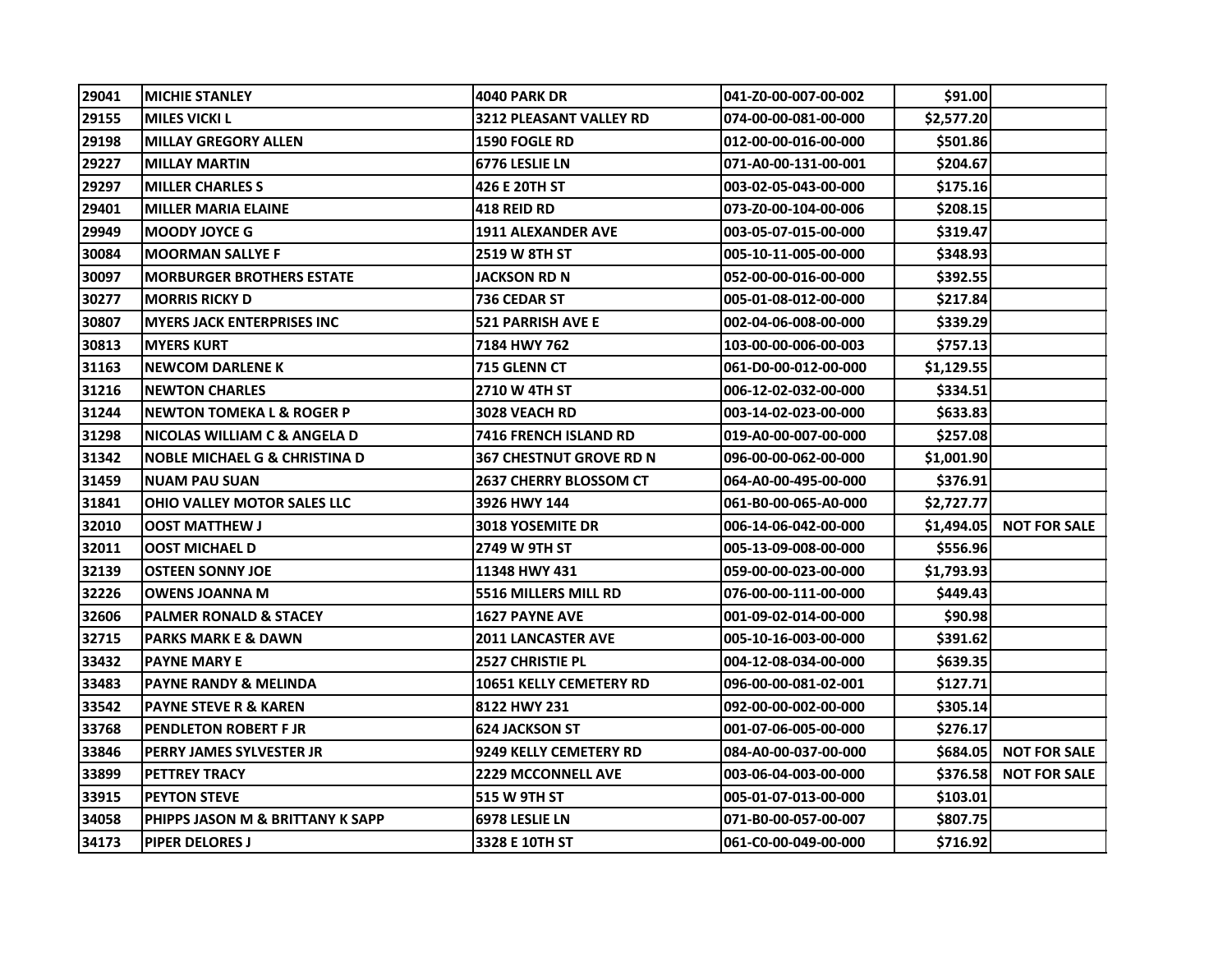| | | | | | |
|---|---|---|---|---|---|
| 29041 | MICHIE STANLEY | 4040 PARK DR | 041-Z0-00-007-00-002 | $91.00 | |
| 29155 | MILES VICKI L | 3212 PLEASANT VALLEY RD | 074-00-00-081-00-000 | $2,577.20 | |
| 29198 | MILLAY GREGORY ALLEN | 1590 FOGLE RD | 012-00-00-016-00-000 | $501.86 | |
| 29227 | MILLAY MARTIN | 6776 LESLIE LN | 071-A0-00-131-00-001 | $204.67 | |
| 29297 | MILLER CHARLES S | 426 E 20TH ST | 003-02-05-043-00-000 | $175.16 | |
| 29401 | MILLER MARIA ELAINE | 418 REID RD | 073-Z0-00-104-00-006 | $208.15 | |
| 29949 | MOODY JOYCE G | 1911 ALEXANDER AVE | 003-05-07-015-00-000 | $319.47 | |
| 30084 | MOORMAN SALLYE F | 2519 W 8TH ST | 005-10-11-005-00-000 | $348.93 | |
| 30097 | MORBURGER BROTHERS ESTATE | JACKSON RD N | 052-00-00-016-00-000 | $392.55 | |
| 30277 | MORRIS RICKY D | 736 CEDAR ST | 005-01-08-012-00-000 | $217.84 | |
| 30807 | MYERS JACK ENTERPRISES INC | 521 PARRISH AVE E | 002-04-06-008-00-000 | $339.29 | |
| 30813 | MYERS KURT | 7184 HWY 762 | 103-00-00-006-00-003 | $757.13 | |
| 31163 | NEWCOM DARLENE K | 715 GLENN CT | 061-D0-00-012-00-000 | $1,129.55 | |
| 31216 | NEWTON CHARLES | 2710 W 4TH ST | 006-12-02-032-00-000 | $334.51 | |
| 31244 | NEWTON TOMEKA L & ROGER P | 3028 VEACH RD | 003-14-02-023-00-000 | $633.83 | |
| 31298 | NICOLAS WILLIAM C & ANGELA D | 7416 FRENCH ISLAND RD | 019-A0-00-007-00-000 | $257.08 | |
| 31342 | NOBLE MICHAEL G & CHRISTINA D | 367 CHESTNUT GROVE RD N | 096-00-00-062-00-000 | $1,001.90 | |
| 31459 | NUAM PAU SUAN | 2637 CHERRY BLOSSOM CT | 064-A0-00-495-00-000 | $376.91 | |
| 31841 | OHIO VALLEY MOTOR SALES LLC | 3926 HWY 144 | 061-B0-00-065-A0-000 | $2,727.77 | |
| 32010 | OOST MATTHEW J | 3018 YOSEMITE DR | 006-14-06-042-00-000 | $1,494.05 | NOT FOR SALE |
| 32011 | OOST MICHAEL D | 2749 W 9TH ST | 005-13-09-008-00-000 | $556.96 | |
| 32139 | OSTEEN SONNY JOE | 11348 HWY 431 | 059-00-00-023-00-000 | $1,793.93 | |
| 32226 | OWENS JOANNA M | 5516 MILLERS MILL RD | 076-00-00-111-00-000 | $449.43 | |
| 32606 | PALMER RONALD & STACEY | 1627 PAYNE AVE | 001-09-02-014-00-000 | $90.98 | |
| 32715 | PARKS MARK E & DAWN | 2011 LANCASTER AVE | 005-10-16-003-00-000 | $391.62 | |
| 33432 | PAYNE MARY E | 2527 CHRISTIE PL | 004-12-08-034-00-000 | $639.35 | |
| 33483 | PAYNE RANDY & MELINDA | 10651 KELLY CEMETERY RD | 096-00-00-081-02-001 | $127.71 | |
| 33542 | PAYNE STEVE R & KAREN | 8122 HWY 231 | 092-00-00-002-00-000 | $305.14 | |
| 33768 | PENDLETON ROBERT F JR | 624 JACKSON ST | 001-07-06-005-00-000 | $276.17 | |
| 33846 | PERRY JAMES SYLVESTER JR | 9249 KELLY CEMETERY RD | 084-A0-00-037-00-000 | $684.05 | NOT FOR SALE |
| 33899 | PETTREY TRACY | 2229 MCCONNELL AVE | 003-06-04-003-00-000 | $376.58 | NOT FOR SALE |
| 33915 | PEYTON STEVE | 515 W 9TH ST | 005-01-07-013-00-000 | $103.01 | |
| 34058 | PHIPPS JASON M & BRITTANY K SAPP | 6978 LESLIE LN | 071-B0-00-057-00-007 | $807.75 | |
| 34173 | PIPER DELORES J | 3328 E 10TH ST | 061-C0-00-049-00-000 | $716.92 | |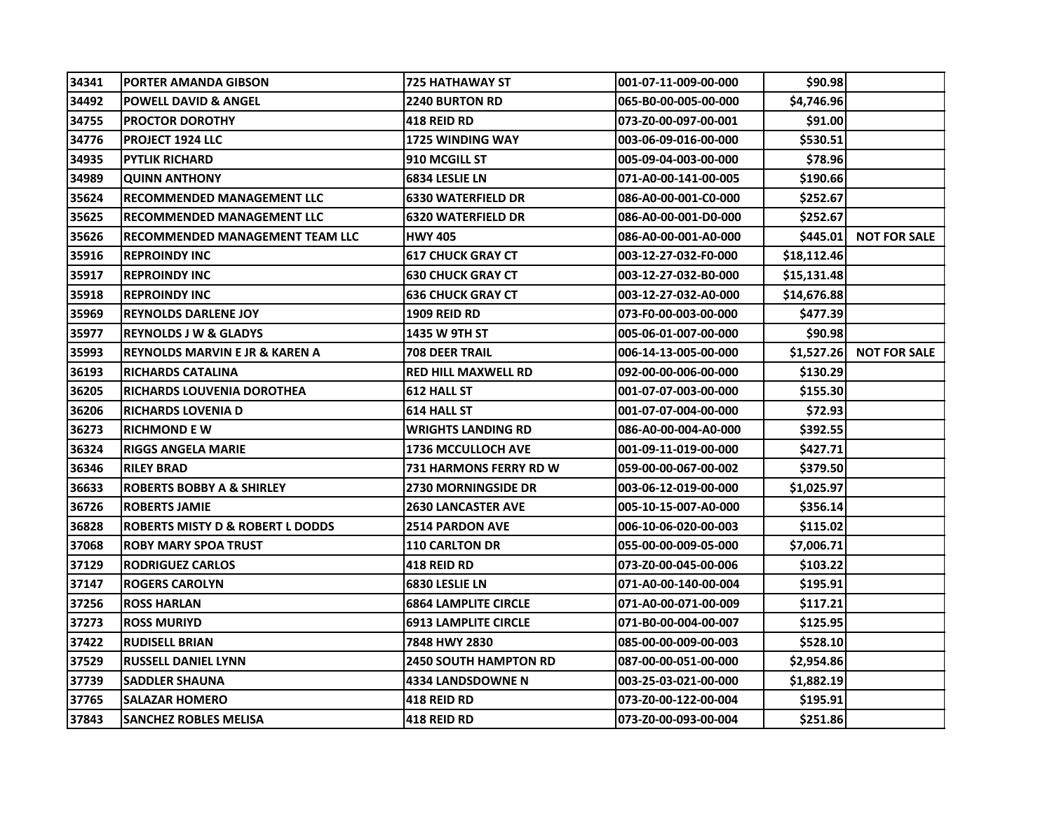| | | | | | |
|---|---|---|---|---|---|
| 34341 | PORTER AMANDA GIBSON | 725 HATHAWAY ST | 001-07-11-009-00-000 | $90.98 | |
| 34492 | POWELL DAVID & ANGEL | 2240 BURTON RD | 065-B0-00-005-00-000 | $4,746.96 | |
| 34755 | PROCTOR DOROTHY | 418 REID RD | 073-Z0-00-097-00-001 | $91.00 | |
| 34776 | PROJECT 1924 LLC | 1725 WINDING WAY | 003-06-09-016-00-000 | $530.51 | |
| 34935 | PYTLIK RICHARD | 910 MCGILL ST | 005-09-04-003-00-000 | $78.96 | |
| 34989 | QUINN ANTHONY | 6834 LESLIE LN | 071-A0-00-141-00-005 | $190.66 | |
| 35624 | RECOMMENDED MANAGEMENT LLC | 6330 WATERFIELD DR | 086-A0-00-001-C0-000 | $252.67 | |
| 35625 | RECOMMENDED MANAGEMENT LLC | 6320 WATERFIELD DR | 086-A0-00-001-D0-000 | $252.67 | |
| 35626 | RECOMMENDED MANAGEMENT TEAM LLC | HWY 405 | 086-A0-00-001-A0-000 | $445.01 | NOT FOR SALE |
| 35916 | REPROINDY INC | 617 CHUCK GRAY CT | 003-12-27-032-F0-000 | $18,112.46 | |
| 35917 | REPROINDY INC | 630 CHUCK GRAY CT | 003-12-27-032-B0-000 | $15,131.48 | |
| 35918 | REPROINDY INC | 636 CHUCK GRAY CT | 003-12-27-032-A0-000 | $14,676.88 | |
| 35969 | REYNOLDS DARLENE JOY | 1909 REID RD | 073-F0-00-003-00-000 | $477.39 | |
| 35977 | REYNOLDS J W & GLADYS | 1435 W 9TH ST | 005-06-01-007-00-000 | $90.98 | |
| 35993 | REYNOLDS MARVIN E JR & KAREN A | 708 DEER TRAIL | 006-14-13-005-00-000 | $1,527.26 | NOT FOR SALE |
| 36193 | RICHARDS CATALINA | RED HILL MAXWELL RD | 092-00-00-006-00-000 | $130.29 | |
| 36205 | RICHARDS LOUVENIA DOROTHEA | 612 HALL ST | 001-07-07-003-00-000 | $155.30 | |
| 36206 | RICHARDS LOVENIA D | 614 HALL ST | 001-07-07-004-00-000 | $72.93 | |
| 36273 | RICHMOND E W | WRIGHTS LANDING RD | 086-A0-00-004-A0-000 | $392.55 | |
| 36324 | RIGGS ANGELA MARIE | 1736 MCCULLOCH AVE | 001-09-11-019-00-000 | $427.71 | |
| 36346 | RILEY BRAD | 731 HARMONS FERRY RD W | 059-00-00-067-00-002 | $379.50 | |
| 36633 | ROBERTS BOBBY A & SHIRLEY | 2730 MORNINGSIDE DR | 003-06-12-019-00-000 | $1,025.97 | |
| 36726 | ROBERTS JAMIE | 2630 LANCASTER AVE | 005-10-15-007-A0-000 | $356.14 | |
| 36828 | ROBERTS MISTY D & ROBERT L DODDS | 2514 PARDON AVE | 006-10-06-020-00-003 | $115.02 | |
| 37068 | ROBY MARY SPOA TRUST | 110 CARLTON DR | 055-00-00-009-05-000 | $7,006.71 | |
| 37129 | RODRIGUEZ CARLOS | 418 REID RD | 073-Z0-00-045-00-006 | $103.22 | |
| 37147 | ROGERS CAROLYN | 6830 LESLIE LN | 071-A0-00-140-00-004 | $195.91 | |
| 37256 | ROSS HARLAN | 6864 LAMPLITE CIRCLE | 071-A0-00-071-00-009 | $117.21 | |
| 37273 | ROSS MURIYD | 6913 LAMPLITE CIRCLE | 071-B0-00-004-00-007 | $125.95 | |
| 37422 | RUDISELL BRIAN | 7848 HWY 2830 | 085-00-00-009-00-003 | $528.10 | |
| 37529 | RUSSELL DANIEL LYNN | 2450 SOUTH HAMPTON RD | 087-00-00-051-00-000 | $2,954.86 | |
| 37739 | SADDLER SHAUNA | 4334 LANDSDOWNE N | 003-25-03-021-00-000 | $1,882.19 | |
| 37765 | SALAZAR HOMERO | 418 REID RD | 073-Z0-00-122-00-004 | $195.91 | |
| 37843 | SANCHEZ ROBLES MELISA | 418 REID RD | 073-Z0-00-093-00-004 | $251.86 | |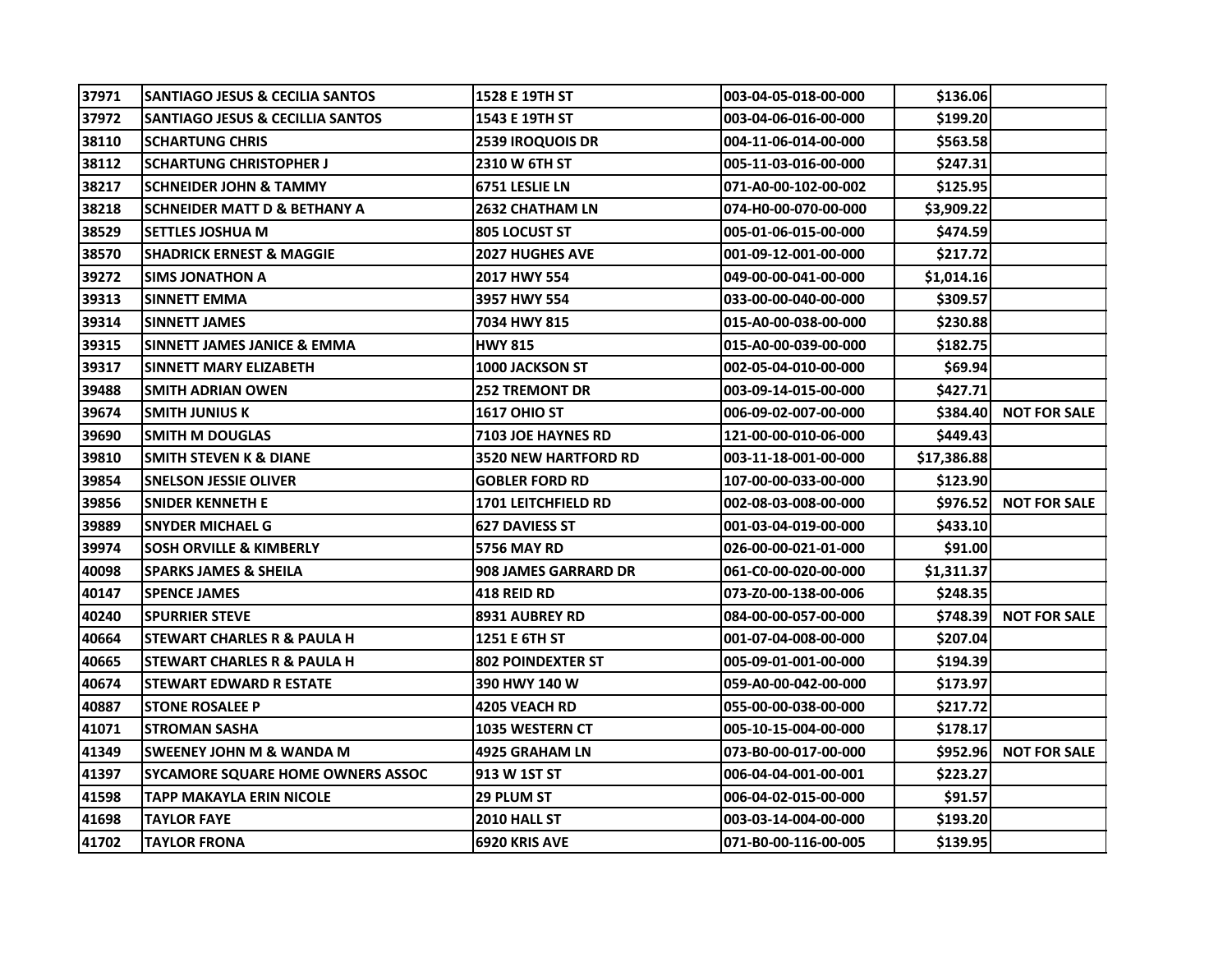| | | | | | |
|---|---|---|---|---|---|
| 37971 | SANTIAGO JESUS & CECILIA SANTOS | 1528 E 19TH ST | 003-04-05-018-00-000 | $136.06 | |
| 37972 | SANTIAGO JESUS & CECILLIA SANTOS | 1543 E 19TH ST | 003-04-06-016-00-000 | $199.20 | |
| 38110 | SCHARTUNG CHRIS | 2539 IROQUOIS DR | 004-11-06-014-00-000 | $563.58 | |
| 38112 | SCHARTUNG CHRISTOPHER J | 2310 W 6TH ST | 005-11-03-016-00-000 | $247.31 | |
| 38217 | SCHNEIDER JOHN & TAMMY | 6751 LESLIE LN | 071-A0-00-102-00-002 | $125.95 | |
| 38218 | SCHNEIDER MATT D & BETHANY A | 2632 CHATHAM LN | 074-H0-00-070-00-000 | $3,909.22 | |
| 38529 | SETTLES JOSHUA M | 805 LOCUST ST | 005-01-06-015-00-000 | $474.59 | |
| 38570 | SHADRICK ERNEST & MAGGIE | 2027 HUGHES AVE | 001-09-12-001-00-000 | $217.72 | |
| 39272 | SIMS JONATHON A | 2017 HWY 554 | 049-00-00-041-00-000 | $1,014.16 | |
| 39313 | SINNETT EMMA | 3957 HWY 554 | 033-00-00-040-00-000 | $309.57 | |
| 39314 | SINNETT JAMES | 7034 HWY 815 | 015-A0-00-038-00-000 | $230.88 | |
| 39315 | SINNETT JAMES JANICE & EMMA | HWY 815 | 015-A0-00-039-00-000 | $182.75 | |
| 39317 | SINNETT MARY ELIZABETH | 1000 JACKSON ST | 002-05-04-010-00-000 | $69.94 | |
| 39488 | SMITH ADRIAN OWEN | 252 TREMONT DR | 003-09-14-015-00-000 | $427.71 | |
| 39674 | SMITH JUNIUS K | 1617 OHIO ST | 006-09-02-007-00-000 | $384.40 | NOT FOR SALE |
| 39690 | SMITH M DOUGLAS | 7103 JOE HAYNES RD | 121-00-00-010-06-000 | $449.43 | |
| 39810 | SMITH STEVEN K & DIANE | 3520 NEW HARTFORD RD | 003-11-18-001-00-000 | $17,386.88 | |
| 39854 | SNELSON JESSIE OLIVER | GOBLER FORD RD | 107-00-00-033-00-000 | $123.90 | |
| 39856 | SNIDER KENNETH E | 1701 LEITCHFIELD RD | 002-08-03-008-00-000 | $976.52 | NOT FOR SALE |
| 39889 | SNYDER MICHAEL G | 627 DAVIESS ST | 001-03-04-019-00-000 | $433.10 | |
| 39974 | SOSH ORVILLE & KIMBERLY | 5756 MAY RD | 026-00-00-021-01-000 | $91.00 | |
| 40098 | SPARKS JAMES & SHEILA | 908 JAMES GARRARD DR | 061-C0-00-020-00-000 | $1,311.37 | |
| 40147 | SPENCE JAMES | 418 REID RD | 073-Z0-00-138-00-006 | $248.35 | |
| 40240 | SPURRIER STEVE | 8931 AUBREY RD | 084-00-00-057-00-000 | $748.39 | NOT FOR SALE |
| 40664 | STEWART CHARLES R & PAULA H | 1251 E 6TH ST | 001-07-04-008-00-000 | $207.04 | |
| 40665 | STEWART CHARLES R & PAULA H | 802 POINDEXTER ST | 005-09-01-001-00-000 | $194.39 | |
| 40674 | STEWART EDWARD R ESTATE | 390 HWY 140 W | 059-A0-00-042-00-000 | $173.97 | |
| 40887 | STONE ROSALEE P | 4205 VEACH RD | 055-00-00-038-00-000 | $217.72 | |
| 41071 | STROMAN SASHA | 1035 WESTERN CT | 005-10-15-004-00-000 | $178.17 | |
| 41349 | SWEENEY JOHN M & WANDA M | 4925 GRAHAM LN | 073-B0-00-017-00-000 | $952.96 | NOT FOR SALE |
| 41397 | SYCAMORE SQUARE HOME OWNERS ASSOC | 913 W 1ST ST | 006-04-04-001-00-001 | $223.27 | |
| 41598 | TAPP MAKAYLA ERIN NICOLE | 29 PLUM ST | 006-04-02-015-00-000 | $91.57 | |
| 41698 | TAYLOR FAYE | 2010 HALL ST | 003-03-14-004-00-000 | $193.20 | |
| 41702 | TAYLOR FRONA | 6920 KRIS AVE | 071-B0-00-116-00-005 | $139.95 | |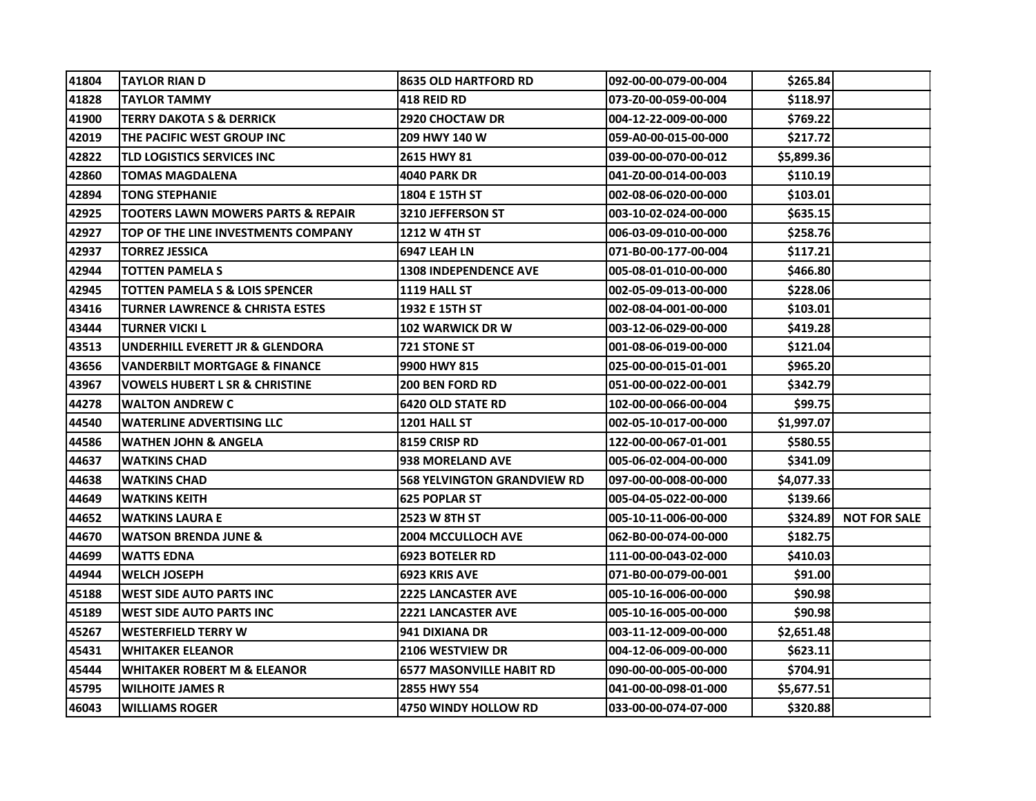| 41804 | TAYLOR RIAN D | 8635 OLD HARTFORD RD | 092-00-00-079-00-004 | $265.84 | |
|---|---|---|---|---|---|
| 41828 | TAYLOR TAMMY | 418 REID RD | 073-Z0-00-059-00-004 | $118.97 | |
| 41900 | TERRY DAKOTA S & DERRICK | 2920 CHOCTAW DR | 004-12-22-009-00-000 | $769.22 | |
| 42019 | THE PACIFIC WEST GROUP INC | 209 HWY 140 W | 059-A0-00-015-00-000 | $217.72 | |
| 42822 | TLD LOGISTICS SERVICES INC | 2615 HWY 81 | 039-00-00-070-00-012 | $5,899.36 | |
| 42860 | TOMAS MAGDALENA | 4040 PARK DR | 041-Z0-00-014-00-003 | $110.19 | |
| 42894 | TONG STEPHANIE | 1804 E 15TH ST | 002-08-06-020-00-000 | $103.01 | |
| 42925 | TOOTERS LAWN MOWERS PARTS & REPAIR | 3210 JEFFERSON ST | 003-10-02-024-00-000 | $635.15 | |
| 42927 | TOP OF THE LINE INVESTMENTS COMPANY | 1212 W 4TH ST | 006-03-09-010-00-000 | $258.76 | |
| 42937 | TORREZ JESSICA | 6947 LEAH LN | 071-B0-00-177-00-004 | $117.21 | |
| 42944 | TOTTEN PAMELA S | 1308 INDEPENDENCE AVE | 005-08-01-010-00-000 | $466.80 | |
| 42945 | TOTTEN PAMELA S & LOIS SPENCER | 1119 HALL ST | 002-05-09-013-00-000 | $228.06 | |
| 43416 | TURNER LAWRENCE & CHRISTA ESTES | 1932 E 15TH ST | 002-08-04-001-00-000 | $103.01 | |
| 43444 | TURNER VICKI L | 102 WARWICK DR W | 003-12-06-029-00-000 | $419.28 | |
| 43513 | UNDERHILL EVERETT JR & GLENDORA | 721 STONE ST | 001-08-06-019-00-000 | $121.04 | |
| 43656 | VANDERBILT MORTGAGE & FINANCE | 9900 HWY 815 | 025-00-00-015-01-001 | $965.20 | |
| 43967 | VOWELS HUBERT L SR & CHRISTINE | 200 BEN FORD RD | 051-00-00-022-00-001 | $342.79 | |
| 44278 | WALTON ANDREW C | 6420 OLD STATE RD | 102-00-00-066-00-004 | $99.75 | |
| 44540 | WATERLINE ADVERTISING LLC | 1201 HALL ST | 002-05-10-017-00-000 | $1,997.07 | |
| 44586 | WATHEN JOHN & ANGELA | 8159 CRISP RD | 122-00-00-067-01-001 | $580.55 | |
| 44637 | WATKINS CHAD | 938 MORELAND AVE | 005-06-02-004-00-000 | $341.09 | |
| 44638 | WATKINS CHAD | 568 YELVINGTON GRANDVIEW RD | 097-00-00-008-00-000 | $4,077.33 | |
| 44649 | WATKINS KEITH | 625 POPLAR ST | 005-04-05-022-00-000 | $139.66 | |
| 44652 | WATKINS LAURA E | 2523 W 8TH ST | 005-10-11-006-00-000 | $324.89 | NOT FOR SALE |
| 44670 | WATSON BRENDA JUNE & | 2004 MCCULLOCH AVE | 062-B0-00-074-00-000 | $182.75 | |
| 44699 | WATTS EDNA | 6923 BOTELER RD | 111-00-00-043-02-000 | $410.03 | |
| 44944 | WELCH JOSEPH | 6923 KRIS AVE | 071-B0-00-079-00-001 | $91.00 | |
| 45188 | WEST SIDE AUTO PARTS INC | 2225 LANCASTER AVE | 005-10-16-006-00-000 | $90.98 | |
| 45189 | WEST SIDE AUTO PARTS INC | 2221 LANCASTER AVE | 005-10-16-005-00-000 | $90.98 | |
| 45267 | WESTERFIELD TERRY W | 941 DIXIANA DR | 003-11-12-009-00-000 | $2,651.48 | |
| 45431 | WHITAKER ELEANOR | 2106 WESTVIEW DR | 004-12-06-009-00-000 | $623.11 | |
| 45444 | WHITAKER ROBERT M & ELEANOR | 6577 MASONVILLE HABIT RD | 090-00-00-005-00-000 | $704.91 | |
| 45795 | WILHOITE JAMES R | 2855 HWY 554 | 041-00-00-098-01-000 | $5,677.51 | |
| 46043 | WILLIAMS ROGER | 4750 WINDY HOLLOW RD | 033-00-00-074-07-000 | $320.88 | |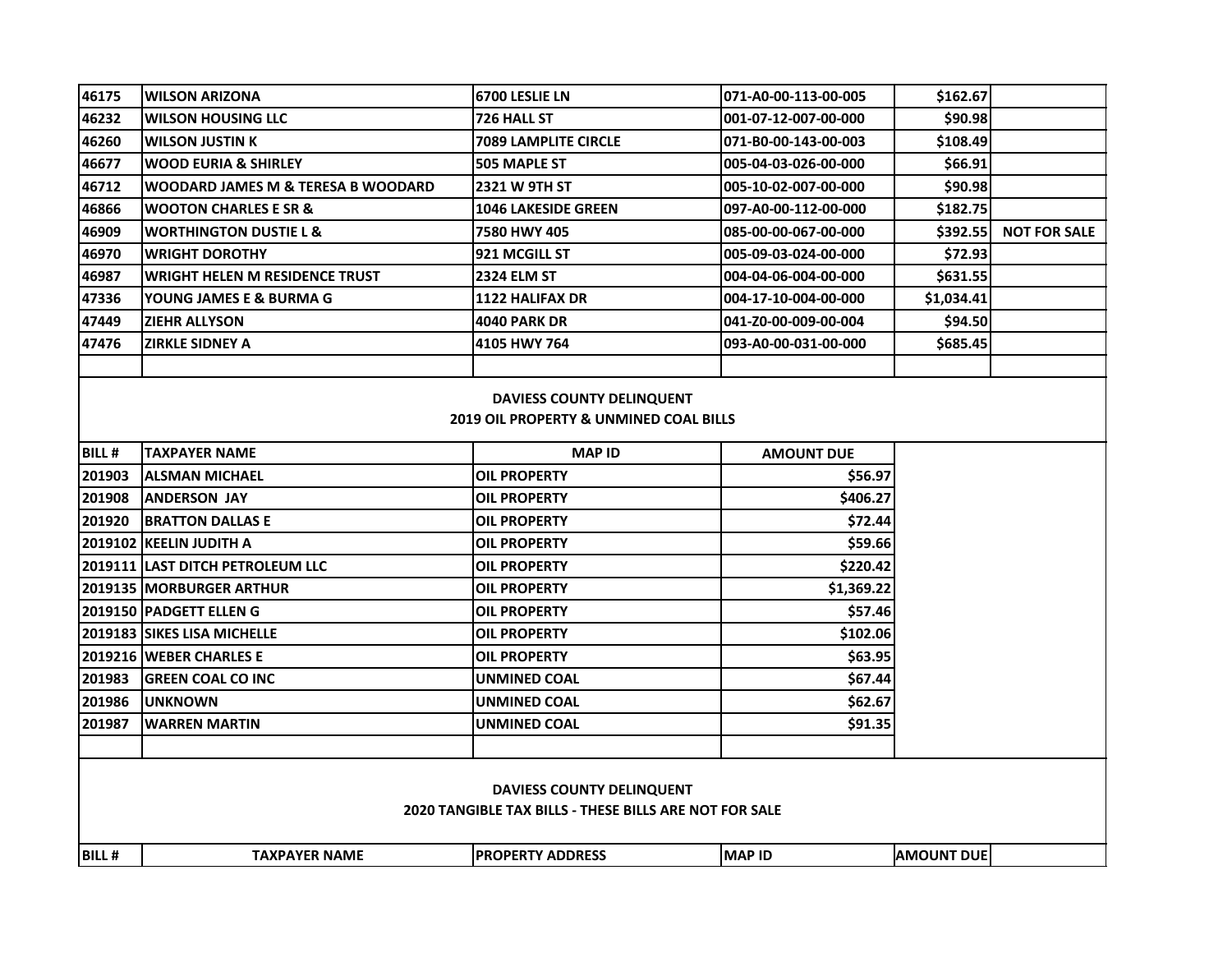| | | | | | |
|---|---|---|---|---|---|
| 46175 | WILSON ARIZONA | 6700 LESLIE LN | 071-A0-00-113-00-005 | $162.67 | |
| 46232 | WILSON HOUSING LLC | 726 HALL ST | 001-07-12-007-00-000 | $90.98 | |
| 46260 | WILSON JUSTIN K | 7089 LAMPLITE CIRCLE | 071-B0-00-143-00-003 | $108.49 | |
| 46677 | WOOD EURIA & SHIRLEY | 505 MAPLE ST | 005-04-03-026-00-000 | $66.91 | |
| 46712 | WOODARD JAMES M & TERESA B WOODARD | 2321 W 9TH ST | 005-10-02-007-00-000 | $90.98 | |
| 46866 | WOOTON CHARLES E SR & | 1046 LAKESIDE GREEN | 097-A0-00-112-00-000 | $182.75 | |
| 46909 | WORTHINGTON DUSTIE L & | 7580 HWY 405 | 085-00-00-067-00-000 | $392.55 | NOT FOR SALE |
| 46970 | WRIGHT DOROTHY | 921 MCGILL ST | 005-09-03-024-00-000 | $72.93 | |
| 46987 | WRIGHT HELEN M RESIDENCE TRUST | 2324 ELM ST | 004-04-06-004-00-000 | $631.55 | |
| 47336 | YOUNG JAMES E & BURMA G | 1122 HALIFAX DR | 004-17-10-004-00-000 | $1,034.41 | |
| 47449 | ZIEHR ALLYSON | 4040 PARK DR | 041-Z0-00-009-00-004 | $94.50 | |
| 47476 | ZIRKLE SIDNEY A | 4105 HWY 764 | 093-A0-00-031-00-000 | $685.45 | |

**DAVIESS COUNTY DELINQUENT**
**2019 OIL PROPERTY & UNMINED COAL BILLS**

| BILL # | TAXPAYER NAME | MAP ID | AMOUNT DUE |
|---|---|---|---|
| 201903 | ALSMAN MICHAEL | OIL PROPERTY | $56.97 |
| 201908 | ANDERSON JAY | OIL PROPERTY | $406.27 |
| 201920 | BRATTON DALLAS E | OIL PROPERTY | $72.44 |
| 2019102 | KEELIN JUDITH A | OIL PROPERTY | $59.66 |
| 2019111 | LAST DITCH PETROLEUM LLC | OIL PROPERTY | $220.42 |
| 2019135 | MORBURGER ARTHUR | OIL PROPERTY | $1,369.22 |
| 2019150 | PADGETT ELLEN G | OIL PROPERTY | $57.46 |
| 2019183 | SIKES LISA MICHELLE | OIL PROPERTY | $102.06 |
| 2019216 | WEBER CHARLES E | OIL PROPERTY | $63.95 |
| 201983 | GREEN COAL CO INC | UNMINED COAL | $67.44 |
| 201986 | UNKNOWN | UNMINED COAL | $62.67 |
| 201987 | WARREN MARTIN | UNMINED COAL | $91.35 |

**DAVIESS COUNTY DELINQUENT**
**2020 TANGIBLE TAX BILLS - THESE BILLS ARE NOT FOR SALE**

| BILL # | TAXPAYER NAME | PROPERTY ADDRESS | MAP ID | AMOUNT DUE | |
|---|---|---|---|---|---|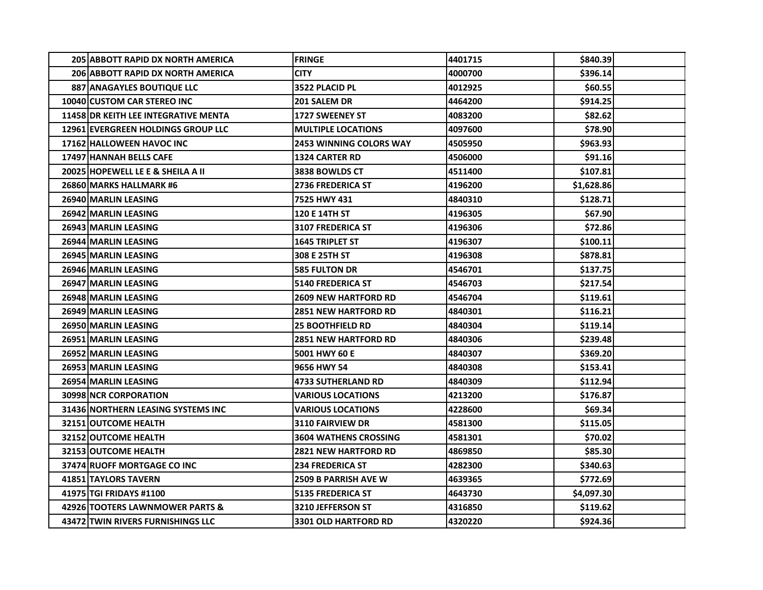| | | | | |
|---|---|---|---|---|
| 205 ABBOTT RAPID DX NORTH AMERICA | FRINGE | 4401715 | $840.39 | |
| 206 ABBOTT RAPID DX NORTH AMERICA | CITY | 4000700 | $396.14 | |
| 887 ANAGAYLES BOUTIQUE LLC | 3522 PLACID PL | 4012925 | $60.55 | |
| 10040 CUSTOM CAR STEREO INC | 201 SALEM DR | 4464200 | $914.25 | |
| 11458 DR KEITH LEE INTEGRATIVE MENTA | 1727 SWEENEY ST | 4083200 | $82.62 | |
| 12961 EVERGREEN HOLDINGS GROUP LLC | MULTIPLE LOCATIONS | 4097600 | $78.90 | |
| 17162 HALLOWEEN HAVOC INC | 2453 WINNING COLORS WAY | 4505950 | $963.93 | |
| 17497 HANNAH BELLS CAFE | 1324 CARTER RD | 4506000 | $91.16 | |
| 20025 HOPEWELL LE E & SHEILA A II | 3838 BOWLDS CT | 4511400 | $107.81 | |
| 26860 MARKS HALLMARK #6 | 2736 FREDERICA ST | 4196200 | $1,628.86 | |
| 26940 MARLIN LEASING | 7525 HWY 431 | 4840310 | $128.71 | |
| 26942 MARLIN LEASING | 120 E 14TH ST | 4196305 | $67.90 | |
| 26943 MARLIN LEASING | 3107 FREDERICA ST | 4196306 | $72.86 | |
| 26944 MARLIN LEASING | 1645 TRIPLET ST | 4196307 | $100.11 | |
| 26945 MARLIN LEASING | 308 E 25TH ST | 4196308 | $878.81 | |
| 26946 MARLIN LEASING | 585 FULTON DR | 4546701 | $137.75 | |
| 26947 MARLIN LEASING | 5140 FREDERICA ST | 4546703 | $217.54 | |
| 26948 MARLIN LEASING | 2609 NEW HARTFORD RD | 4546704 | $119.61 | |
| 26949 MARLIN LEASING | 2851 NEW HARTFORD RD | 4840301 | $116.21 | |
| 26950 MARLIN LEASING | 25 BOOTHFIELD RD | 4840304 | $119.14 | |
| 26951 MARLIN LEASING | 2851 NEW HARTFORD RD | 4840306 | $239.48 | |
| 26952 MARLIN LEASING | 5001 HWY 60 E | 4840307 | $369.20 | |
| 26953 MARLIN LEASING | 9656 HWY 54 | 4840308 | $153.41 | |
| 26954 MARLIN LEASING | 4733 SUTHERLAND RD | 4840309 | $112.94 | |
| 30998 NCR CORPORATION | VARIOUS LOCATIONS | 4213200 | $176.87 | |
| 31436 NORTHERN LEASING SYSTEMS INC | VARIOUS LOCATIONS | 4228600 | $69.34 | |
| 32151 OUTCOME HEALTH | 3110 FAIRVIEW DR | 4581300 | $115.05 | |
| 32152 OUTCOME HEALTH | 3604 WATHENS CROSSING | 4581301 | $70.02 | |
| 32153 OUTCOME HEALTH | 2821 NEW HARTFORD RD | 4869850 | $85.30 | |
| 37474 RUOFF MORTGAGE CO INC | 234 FREDERICA ST | 4282300 | $340.63 | |
| 41851 TAYLORS TAVERN | 2509 B PARRISH AVE W | 4639365 | $772.69 | |
| 41975 TGI FRIDAYS #1100 | 5135 FREDERICA ST | 4643730 | $4,097.30 | |
| 42926 TOOTERS LAWNMOWER PARTS & | 3210 JEFFERSON ST | 4316850 | $119.62 | |
| 43472 TWIN RIVERS FURNISHINGS LLC | 3301 OLD HARTFORD RD | 4320220 | $924.36 | |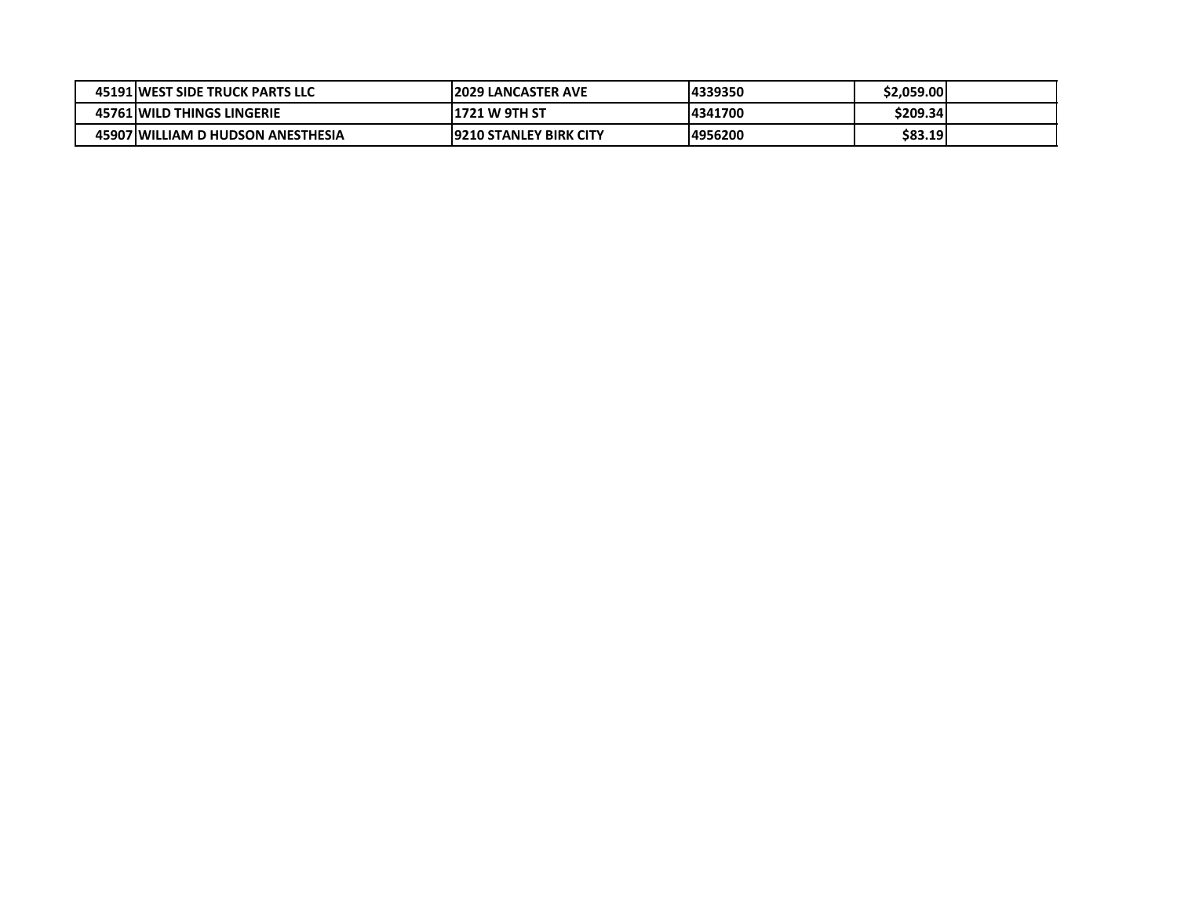| | | | | | |
|---|---|---|---|---|---|
| 45191 | WEST SIDE TRUCK PARTS LLC | 2029 LANCASTER AVE | 4339350 | $2,059.00 | |
| 45761 | WILD THINGS LINGERIE | 1721 W 9TH ST | 4341700 | $209.34 | |
| 45907 | WILLIAM D HUDSON ANESTHESIA | 9210 STANLEY BIRK CITY | 4956200 | $83.19 | |